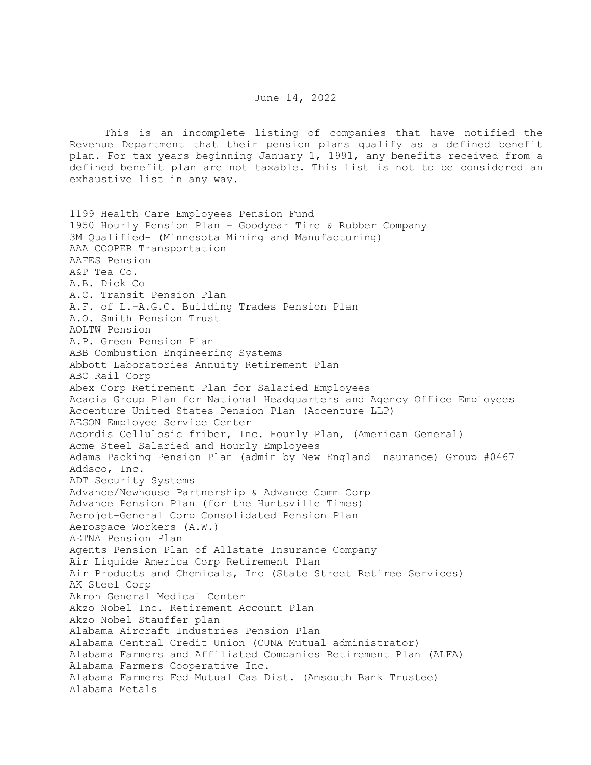June 14, 2022

This is an incomplete listing of companies that have notified the Revenue Department that their pension plans qualify as a defined benefit plan. For tax years beginning January 1, 1991, any benefits received from a defined benefit plan are not taxable. This list is not to be considered an exhaustive list in any way.

1199 Health Care Employees Pension Fund
1950 Hourly Pension Plan – Goodyear Tire & Rubber Company
3M Qualified- (Minnesota Mining and Manufacturing)
AAA COOPER Transportation
AAFES Pension
A&P Tea Co.
A.B. Dick Co
A.C. Transit Pension Plan
A.F. of L.-A.G.C. Building Trades Pension Plan
A.O. Smith Pension Trust
AOLTW Pension
A.P. Green Pension Plan
ABB Combustion Engineering Systems
Abbott Laboratories Annuity Retirement Plan
ABC Rail Corp
Abex Corp Retirement Plan for Salaried Employees
Acacia Group Plan for National Headquarters and Agency Office Employees
Accenture United States Pension Plan (Accenture LLP)
AEGON Employee Service Center
Acordis Cellulosic friber, Inc. Hourly Plan, (American General)
Acme Steel Salaried and Hourly Employees
Adams Packing Pension Plan (admin by New England Insurance) Group #0467
Addsco, Inc.
ADT Security Systems
Advance/Newhouse Partnership & Advance Comm Corp
Advance Pension Plan (for the Huntsville Times)
Aerojet-General Corp Consolidated Pension Plan
Aerospace Workers (A.W.)
AETNA Pension Plan
Agents Pension Plan of Allstate Insurance Company
Air Liquide America Corp Retirement Plan
Air Products and Chemicals, Inc (State Street Retiree Services)
AK Steel Corp
Akron General Medical Center
Akzo Nobel Inc. Retirement Account Plan
Akzo Nobel Stauffer plan
Alabama Aircraft Industries Pension Plan
Alabama Central Credit Union (CUNA Mutual administrator)
Alabama Farmers and Affiliated Companies Retirement Plan (ALFA)
Alabama Farmers Cooperative Inc.
Alabama Farmers Fed Mutual Cas Dist. (Amsouth Bank Trustee)
Alabama Metals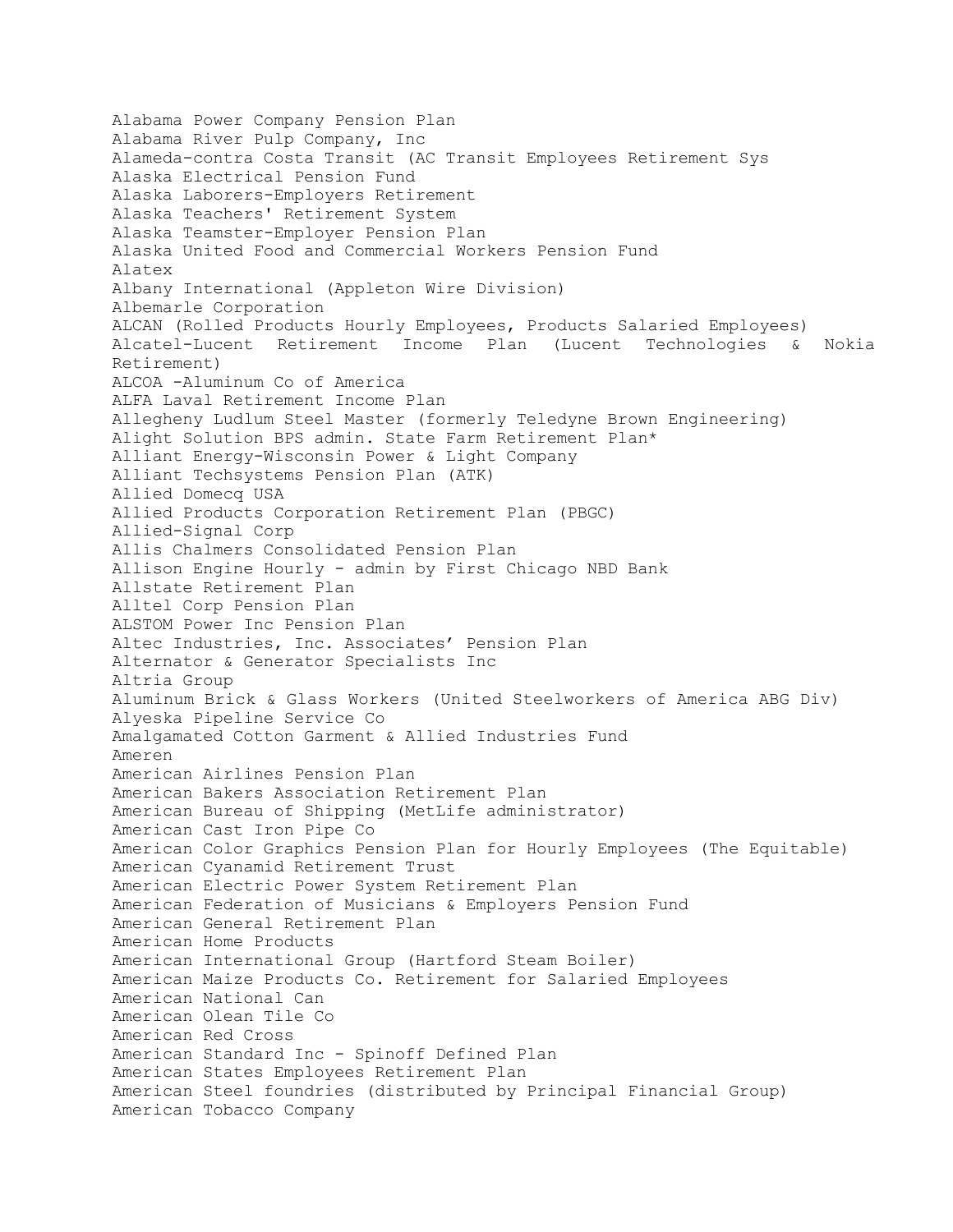Alabama Power Company Pension Plan
Alabama River Pulp Company, Inc
Alameda-contra Costa Transit (AC Transit Employees Retirement Sys
Alaska Electrical Pension Fund
Alaska Laborers-Employers Retirement
Alaska Teachers' Retirement System
Alaska Teamster-Employer Pension Plan
Alaska United Food and Commercial Workers Pension Fund
Alatex
Albany International (Appleton Wire Division)
Albemarle Corporation
ALCAN (Rolled Products Hourly Employees, Products Salaried Employees)
Alcatel-Lucent Retirement Income Plan (Lucent Technologies & Nokia Retirement)
ALCOA -Aluminum Co of America
ALFA Laval Retirement Income Plan
Allegheny Ludlum Steel Master (formerly Teledyne Brown Engineering)
Alight Solution BPS admin. State Farm Retirement Plan*
Alliant Energy-Wisconsin Power & Light Company
Alliant Techsystems Pension Plan (ATK)
Allied Domecq USA
Allied Products Corporation Retirement Plan (PBGC)
Allied-Signal Corp
Allis Chalmers Consolidated Pension Plan
Allison Engine Hourly - admin by First Chicago NBD Bank
Allstate Retirement Plan
Alltel Corp Pension Plan
ALSTOM Power Inc Pension Plan
Altec Industries, Inc. Associates' Pension Plan
Alternator & Generator Specialists Inc
Altria Group
Aluminum Brick & Glass Workers (United Steelworkers of America ABG Div)
Alyeska Pipeline Service Co
Amalgamated Cotton Garment & Allied Industries Fund
Ameren
American Airlines Pension Plan
American Bakers Association Retirement Plan
American Bureau of Shipping (MetLife administrator)
American Cast Iron Pipe Co
American Color Graphics Pension Plan for Hourly Employees (The Equitable)
American Cyanamid Retirement Trust
American Electric Power System Retirement Plan
American Federation of Musicians & Employers Pension Fund
American General Retirement Plan
American Home Products
American International Group (Hartford Steam Boiler)
American Maize Products Co. Retirement for Salaried Employees
American National Can
American Olean Tile Co
American Red Cross
American Standard Inc - Spinoff Defined Plan
American States Employees Retirement Plan
American Steel foundries (distributed by Principal Financial Group)
American Tobacco Company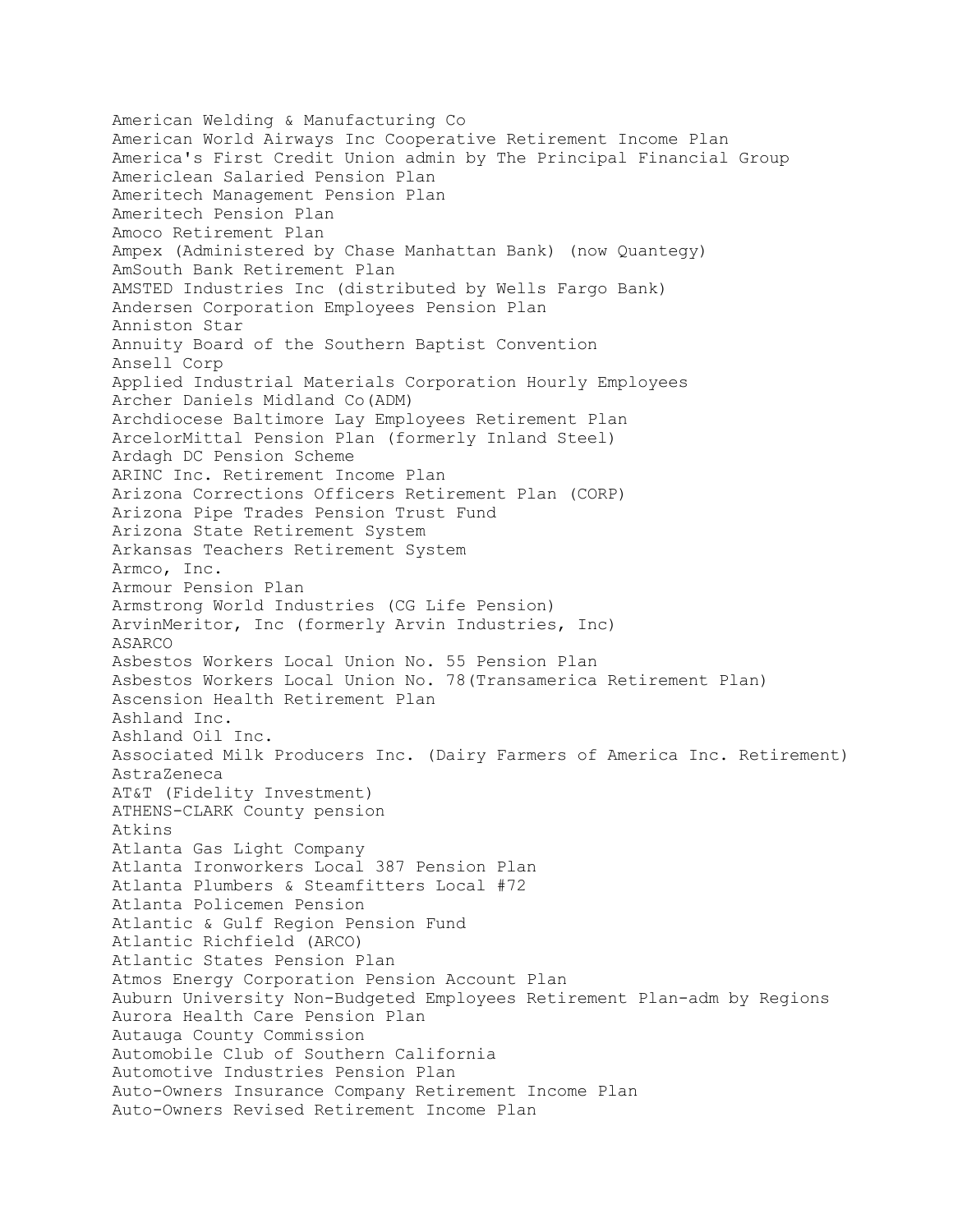American Welding & Manufacturing Co
American World Airways Inc Cooperative Retirement Income Plan
America's First Credit Union admin by The Principal Financial Group
Americlean Salaried Pension Plan
Ameritech Management Pension Plan
Ameritech Pension Plan
Amoco Retirement Plan
Ampex (Administered by Chase Manhattan Bank) (now Quantegy)
AmSouth Bank Retirement Plan
AMSTED Industries Inc (distributed by Wells Fargo Bank)
Andersen Corporation Employees Pension Plan
Anniston Star
Annuity Board of the Southern Baptist Convention
Ansell Corp
Applied Industrial Materials Corporation Hourly Employees
Archer Daniels Midland Co(ADM)
Archdiocese Baltimore Lay Employees Retirement Plan
ArcelorMittal Pension Plan (formerly Inland Steel)
Ardagh DC Pension Scheme
ARINC Inc. Retirement Income Plan
Arizona Corrections Officers Retirement Plan (CORP)
Arizona Pipe Trades Pension Trust Fund
Arizona State Retirement System
Arkansas Teachers Retirement System
Armco, Inc.
Armour Pension Plan
Armstrong World Industries (CG Life Pension)
ArvinMeritor, Inc (formerly Arvin Industries, Inc)
ASARCO
Asbestos Workers Local Union No. 55 Pension Plan
Asbestos Workers Local Union No. 78(Transamerica Retirement Plan)
Ascension Health Retirement Plan
Ashland Inc.
Ashland Oil Inc.
Associated Milk Producers Inc. (Dairy Farmers of America Inc. Retirement)
AstraZeneca
AT&T (Fidelity Investment)
ATHENS-CLARK County pension
Atkins
Atlanta Gas Light Company
Atlanta Ironworkers Local 387 Pension Plan
Atlanta Plumbers & Steamfitters Local #72
Atlanta Policemen Pension
Atlantic & Gulf Region Pension Fund
Atlantic Richfield (ARCO)
Atlantic States Pension Plan
Atmos Energy Corporation Pension Account Plan
Auburn University Non-Budgeted Employees Retirement Plan-adm by Regions
Aurora Health Care Pension Plan
Autauga County Commission
Automobile Club of Southern California
Automotive Industries Pension Plan
Auto-Owners Insurance Company Retirement Income Plan
Auto-Owners Revised Retirement Income Plan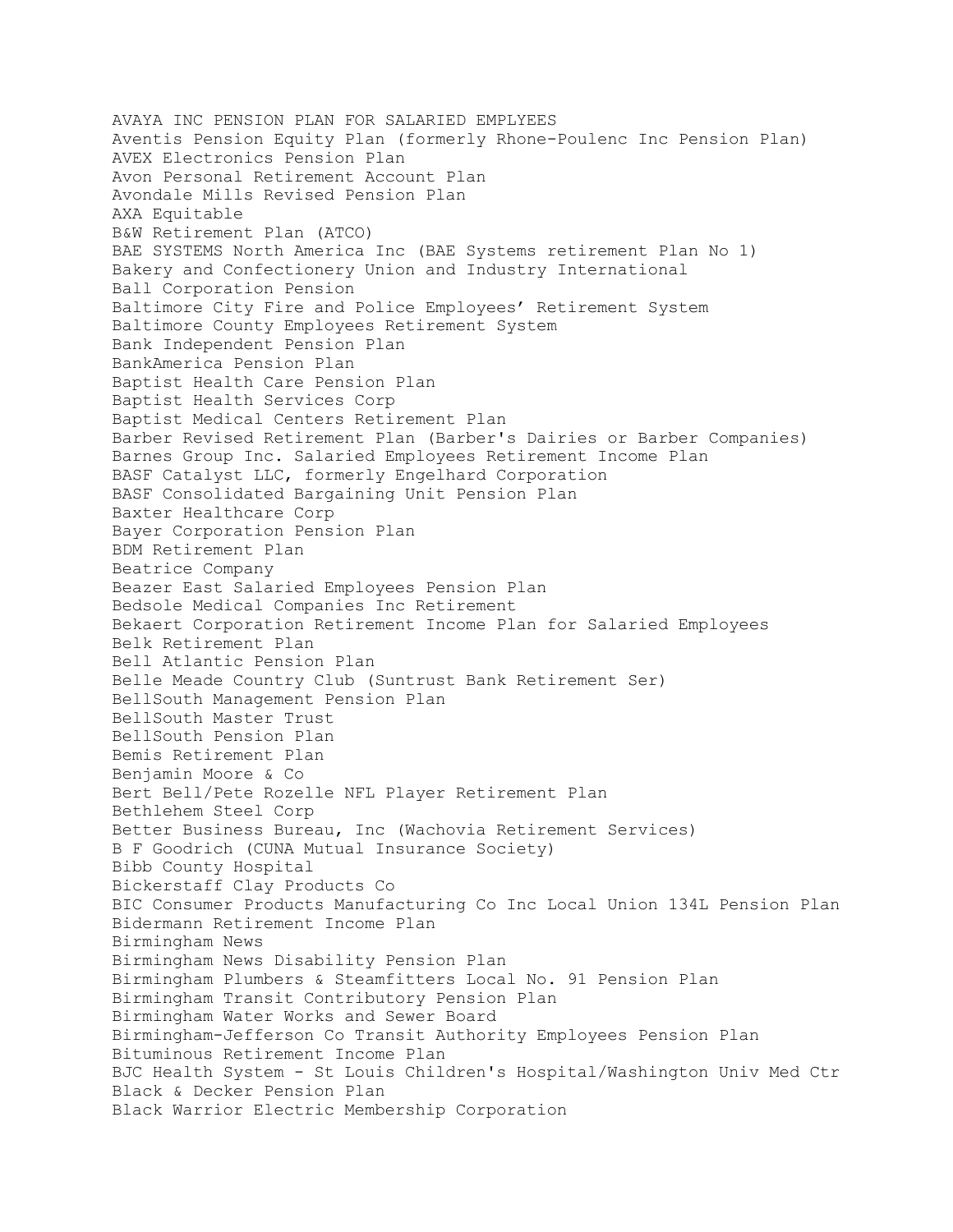AVAYA INC PENSION PLAN FOR SALARIED EMPLYEES
Aventis Pension Equity Plan (formerly Rhone-Poulenc Inc Pension Plan)
AVEX Electronics Pension Plan
Avon Personal Retirement Account Plan
Avondale Mills Revised Pension Plan
AXA Equitable
B&W Retirement Plan (ATCO)
BAE SYSTEMS North America Inc (BAE Systems retirement Plan No 1)
Bakery and Confectionery Union and Industry International
Ball Corporation Pension
Baltimore City Fire and Police Employees' Retirement System
Baltimore County Employees Retirement System
Bank Independent Pension Plan
BankAmerica Pension Plan
Baptist Health Care Pension Plan
Baptist Health Services Corp
Baptist Medical Centers Retirement Plan
Barber Revised Retirement Plan (Barber's Dairies or Barber Companies)
Barnes Group Inc. Salaried Employees Retirement Income Plan
BASF Catalyst LLC, formerly Engelhard Corporation
BASF Consolidated Bargaining Unit Pension Plan
Baxter Healthcare Corp
Bayer Corporation Pension Plan
BDM Retirement Plan
Beatrice Company
Beazer East Salaried Employees Pension Plan
Bedsole Medical Companies Inc Retirement
Bekaert Corporation Retirement Income Plan for Salaried Employees
Belk Retirement Plan
Bell Atlantic Pension Plan
Belle Meade Country Club (Suntrust Bank Retirement Ser)
BellSouth Management Pension Plan
BellSouth Master Trust
BellSouth Pension Plan
Bemis Retirement Plan
Benjamin Moore & Co
Bert Bell/Pete Rozelle NFL Player Retirement Plan
Bethlehem Steel Corp
Better Business Bureau, Inc (Wachovia Retirement Services)
B F Goodrich (CUNA Mutual Insurance Society)
Bibb County Hospital
Bickerstaff Clay Products Co
BIC Consumer Products Manufacturing Co Inc Local Union 134L Pension Plan
Bidermann Retirement Income Plan
Birmingham News
Birmingham News Disability Pension Plan
Birmingham Plumbers & Steamfitters Local No. 91 Pension Plan
Birmingham Transit Contributory Pension Plan
Birmingham Water Works and Sewer Board
Birmingham-Jefferson Co Transit Authority Employees Pension Plan
Bituminous Retirement Income Plan
BJC Health System - St Louis Children's Hospital/Washington Univ Med Ctr
Black & Decker Pension Plan
Black Warrior Electric Membership Corporation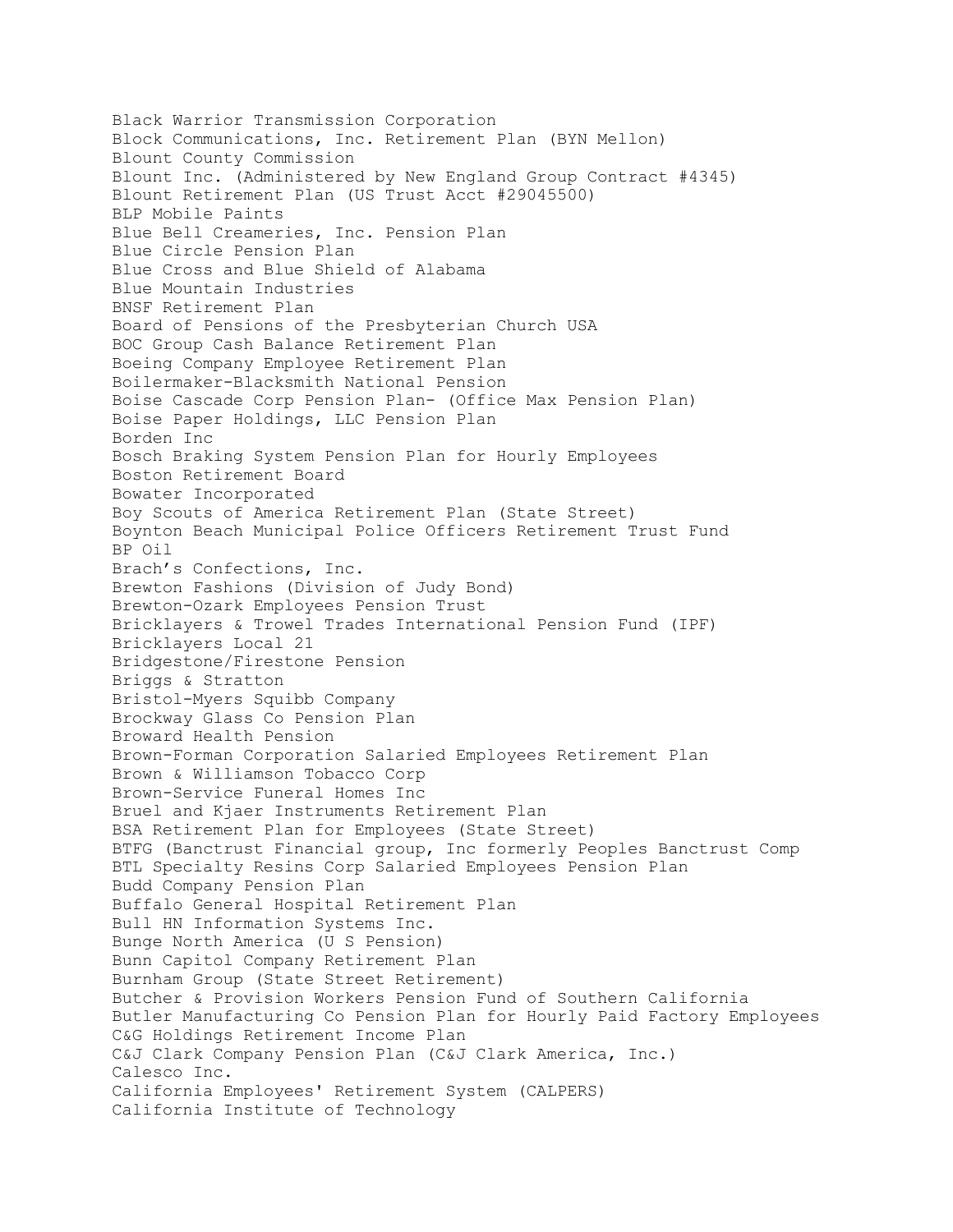Black Warrior Transmission Corporation
Block Communications, Inc. Retirement Plan (BYN Mellon)
Blount County Commission
Blount Inc. (Administered by New England Group Contract #4345)
Blount Retirement Plan (US Trust Acct #29045500)
BLP Mobile Paints
Blue Bell Creameries, Inc. Pension Plan
Blue Circle Pension Plan
Blue Cross and Blue Shield of Alabama
Blue Mountain Industries
BNSF Retirement Plan
Board of Pensions of the Presbyterian Church USA
BOC Group Cash Balance Retirement Plan
Boeing Company Employee Retirement Plan
Boilermaker-Blacksmith National Pension
Boise Cascade Corp Pension Plan- (Office Max Pension Plan)
Boise Paper Holdings, LLC Pension Plan
Borden Inc
Bosch Braking System Pension Plan for Hourly Employees
Boston Retirement Board
Bowater Incorporated
Boy Scouts of America Retirement Plan (State Street)
Boynton Beach Municipal Police Officers Retirement Trust Fund
BP Oil
Brach's Confections, Inc.
Brewton Fashions (Division of Judy Bond)
Brewton-Ozark Employees Pension Trust
Bricklayers & Trowel Trades International Pension Fund (IPF)
Bricklayers Local 21
Bridgestone/Firestone Pension
Briggs & Stratton
Bristol-Myers Squibb Company
Brockway Glass Co Pension Plan
Broward Health Pension
Brown-Forman Corporation Salaried Employees Retirement Plan
Brown & Williamson Tobacco Corp
Brown-Service Funeral Homes Inc
Bruel and Kjaer Instruments Retirement Plan
BSA Retirement Plan for Employees (State Street)
BTFG (Banctrust Financial group, Inc formerly Peoples Banctrust Comp
BTL Specialty Resins Corp Salaried Employees Pension Plan
Budd Company Pension Plan
Buffalo General Hospital Retirement Plan
Bull HN Information Systems Inc.
Bunge North America (U S Pension)
Bunn Capitol Company Retirement Plan
Burnham Group (State Street Retirement)
Butcher & Provision Workers Pension Fund of Southern California
Butler Manufacturing Co Pension Plan for Hourly Paid Factory Employees
C&G Holdings Retirement Income Plan
C&J Clark Company Pension Plan (C&J Clark America, Inc.)
Calesco Inc.
California Employees' Retirement System (CALPERS)
California Institute of Technology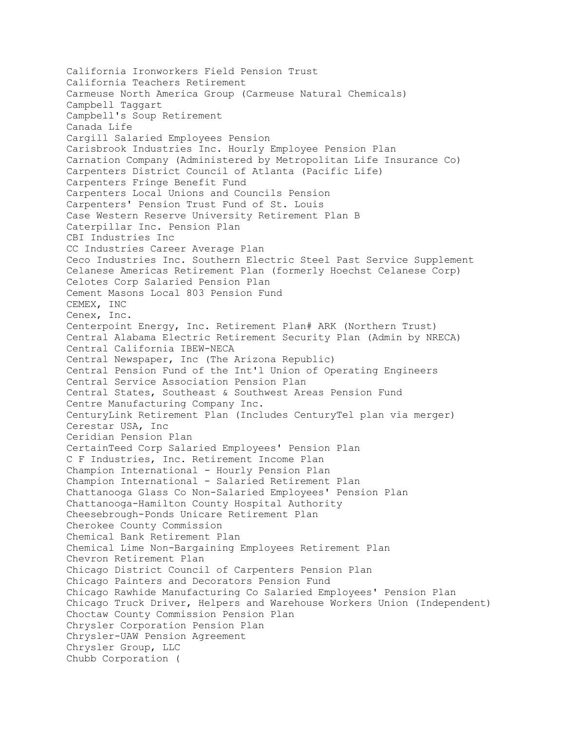California Ironworkers Field Pension Trust
California Teachers Retirement
Carmeuse North America Group (Carmeuse Natural Chemicals)
Campbell Taggart
Campbell's Soup Retirement
Canada Life
Cargill Salaried Employees Pension
Carisbrook Industries Inc. Hourly Employee Pension Plan
Carnation Company (Administered by Metropolitan Life Insurance Co)
Carpenters District Council of Atlanta (Pacific Life)
Carpenters Fringe Benefit Fund
Carpenters Local Unions and Councils Pension
Carpenters' Pension Trust Fund of St. Louis
Case Western Reserve University Retirement Plan B
Caterpillar Inc. Pension Plan
CBI Industries Inc
CC Industries Career Average Plan
Ceco Industries Inc. Southern Electric Steel Past Service Supplement
Celanese Americas Retirement Plan (formerly Hoechst Celanese Corp)
Celotes Corp Salaried Pension Plan
Cement Masons Local 803 Pension Fund
CEMEX, INC
Cenex, Inc.
Centerpoint Energy, Inc. Retirement Plan# ARK (Northern Trust)
Central Alabama Electric Retirement Security Plan (Admin by NRECA)
Central California IBEW-NECA
Central Newspaper, Inc (The Arizona Republic)
Central Pension Fund of the Int'l Union of Operating Engineers
Central Service Association Pension Plan
Central States, Southeast & Southwest Areas Pension Fund
Centre Manufacturing Company Inc.
CenturyLink Retirement Plan (Includes CenturyTel plan via merger)
Cerestar USA, Inc
Ceridian Pension Plan
CertainTeed Corp Salaried Employees' Pension Plan
C F Industries, Inc. Retirement Income Plan
Champion International - Hourly Pension Plan
Champion International - Salaried Retirement Plan
Chattanooga Glass Co Non-Salaried Employees' Pension Plan
Chattanooga-Hamilton County Hospital Authority
Cheesebrough-Ponds Unicare Retirement Plan
Cherokee County Commission
Chemical Bank Retirement Plan
Chemical Lime Non-Bargaining Employees Retirement Plan
Chevron Retirement Plan
Chicago District Council of Carpenters Pension Plan
Chicago Painters and Decorators Pension Fund
Chicago Rawhide Manufacturing Co Salaried Employees' Pension Plan
Chicago Truck Driver, Helpers and Warehouse Workers Union (Independent)
Choctaw County Commission Pension Plan
Chrysler Corporation Pension Plan
Chrysler-UAW Pension Agreement
Chrysler Group, LLC
Chubb Corporation (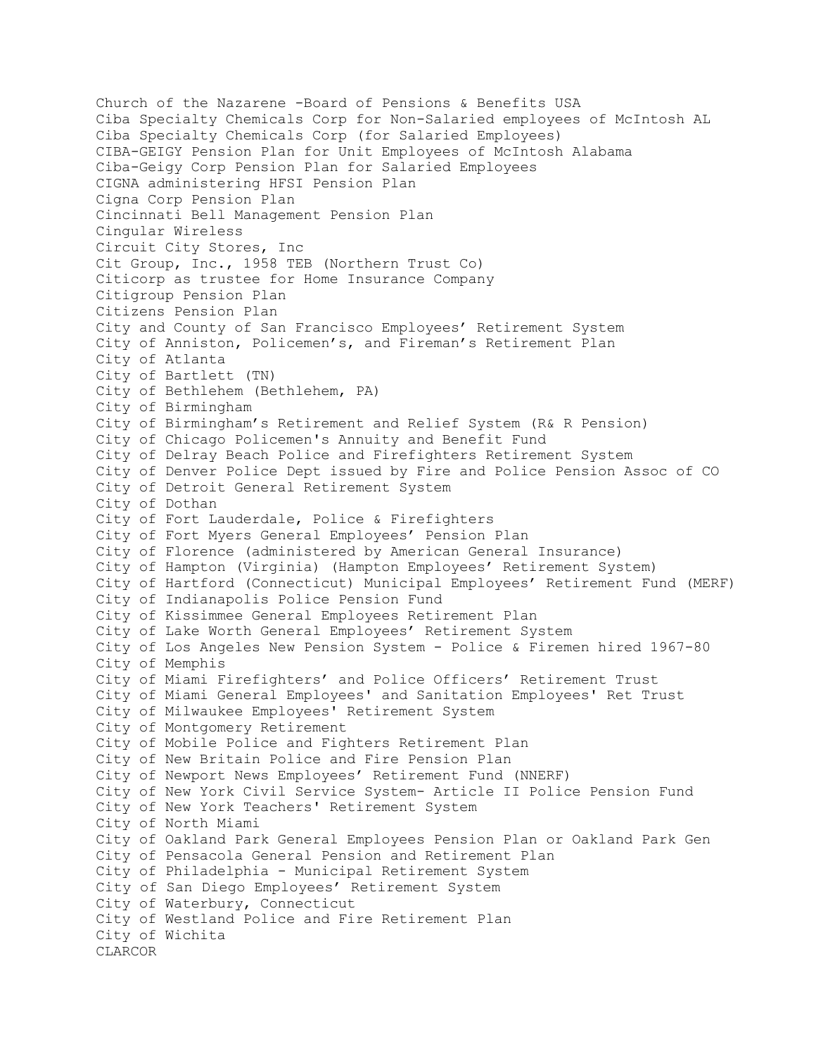Church of the Nazarene -Board of Pensions & Benefits USA
Ciba Specialty Chemicals Corp for Non-Salaried employees of McIntosh AL
Ciba Specialty Chemicals Corp (for Salaried Employees)
CIBA-GEIGY Pension Plan for Unit Employees of McIntosh Alabama
Ciba-Geigy Corp Pension Plan for Salaried Employees
CIGNA administering HFSI Pension Plan
Cigna Corp Pension Plan
Cincinnati Bell Management Pension Plan
Cingular Wireless
Circuit City Stores, Inc
Cit Group, Inc., 1958 TEB (Northern Trust Co)
Citicorp as trustee for Home Insurance Company
Citigroup Pension Plan
Citizens Pension Plan
City and County of San Francisco Employees' Retirement System
City of Anniston, Policemen's, and Fireman's Retirement Plan
City of Atlanta
City of Bartlett (TN)
City of Bethlehem (Bethlehem, PA)
City of Birmingham
City of Birmingham's Retirement and Relief System (R& R Pension)
City of Chicago Policemen's Annuity and Benefit Fund
City of Delray Beach Police and Firefighters Retirement System
City of Denver Police Dept issued by Fire and Police Pension Assoc of CO
City of Detroit General Retirement System
City of Dothan
City of Fort Lauderdale, Police & Firefighters
City of Fort Myers General Employees' Pension Plan
City of Florence (administered by American General Insurance)
City of Hampton (Virginia) (Hampton Employees' Retirement System)
City of Hartford (Connecticut) Municipal Employees' Retirement Fund (MERF)
City of Indianapolis Police Pension Fund
City of Kissimmee General Employees Retirement Plan
City of Lake Worth General Employees' Retirement System
City of Los Angeles New Pension System - Police & Firemen hired 1967-80
City of Memphis
City of Miami Firefighters' and Police Officers' Retirement Trust
City of Miami General Employees' and Sanitation Employees' Ret Trust
City of Milwaukee Employees' Retirement System
City of Montgomery Retirement
City of Mobile Police and Fighters Retirement Plan
City of New Britain Police and Fire Pension Plan
City of Newport News Employees' Retirement Fund (NNERF)
City of New York Civil Service System- Article II Police Pension Fund
City of New York Teachers' Retirement System
City of North Miami
City of Oakland Park General Employees Pension Plan or Oakland Park Gen
City of Pensacola General Pension and Retirement Plan
City of Philadelphia - Municipal Retirement System
City of San Diego Employees' Retirement System
City of Waterbury, Connecticut
City of Westland Police and Fire Retirement Plan
City of Wichita
CLARCOR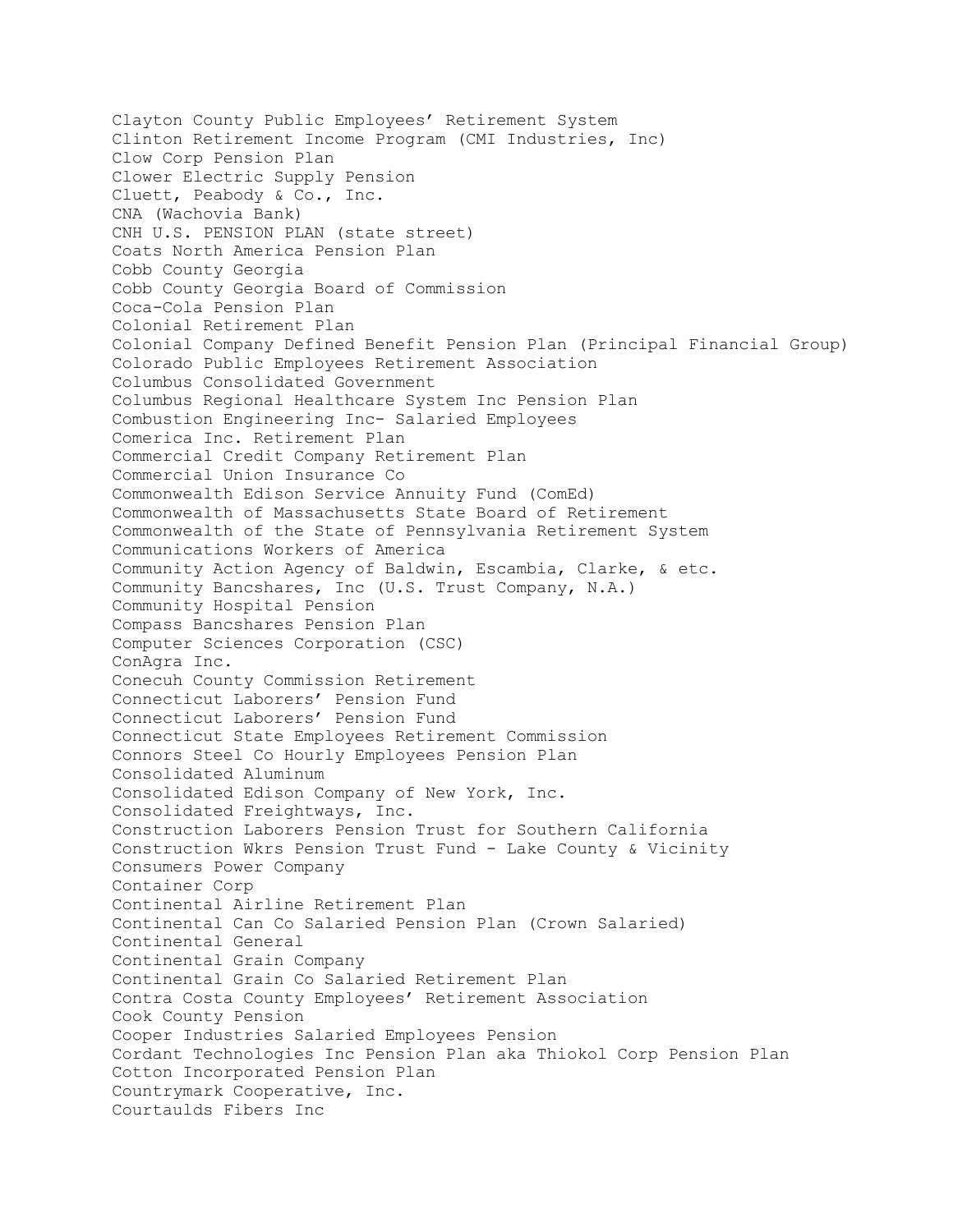Clayton County Public Employees' Retirement System
Clinton Retirement Income Program (CMI Industries, Inc)
Clow Corp Pension Plan
Clower Electric Supply Pension
Cluett, Peabody & Co., Inc.
CNA (Wachovia Bank)
CNH U.S. PENSION PLAN (state street)
Coats North America Pension Plan
Cobb County Georgia
Cobb County Georgia Board of Commission
Coca-Cola Pension Plan
Colonial Retirement Plan
Colonial Company Defined Benefit Pension Plan (Principal Financial Group)
Colorado Public Employees Retirement Association
Columbus Consolidated Government
Columbus Regional Healthcare System Inc Pension Plan
Combustion Engineering Inc- Salaried Employees
Comerica Inc. Retirement Plan
Commercial Credit Company Retirement Plan
Commercial Union Insurance Co
Commonwealth Edison Service Annuity Fund (ComEd)
Commonwealth of Massachusetts State Board of Retirement
Commonwealth of the State of Pennsylvania Retirement System
Communications Workers of America
Community Action Agency of Baldwin, Escambia, Clarke, & etc.
Community Bancshares, Inc (U.S. Trust Company, N.A.)
Community Hospital Pension
Compass Bancshares Pension Plan
Computer Sciences Corporation (CSC)
ConAgra Inc.
Conecuh County Commission Retirement
Connecticut Laborers' Pension Fund
Connecticut Laborers' Pension Fund
Connecticut State Employees Retirement Commission
Connors Steel Co Hourly Employees Pension Plan
Consolidated Aluminum
Consolidated Edison Company of New York, Inc.
Consolidated Freightways, Inc.
Construction Laborers Pension Trust for Southern California
Construction Wkrs Pension Trust Fund - Lake County & Vicinity
Consumers Power Company
Container Corp
Continental Airline Retirement Plan
Continental Can Co Salaried Pension Plan (Crown Salaried)
Continental General
Continental Grain Company
Continental Grain Co Salaried Retirement Plan
Contra Costa County Employees' Retirement Association
Cook County Pension
Cooper Industries Salaried Employees Pension
Cordant Technologies Inc Pension Plan aka Thiokol Corp Pension Plan
Cotton Incorporated Pension Plan
Countrymark Cooperative, Inc.
Courtaulds Fibers Inc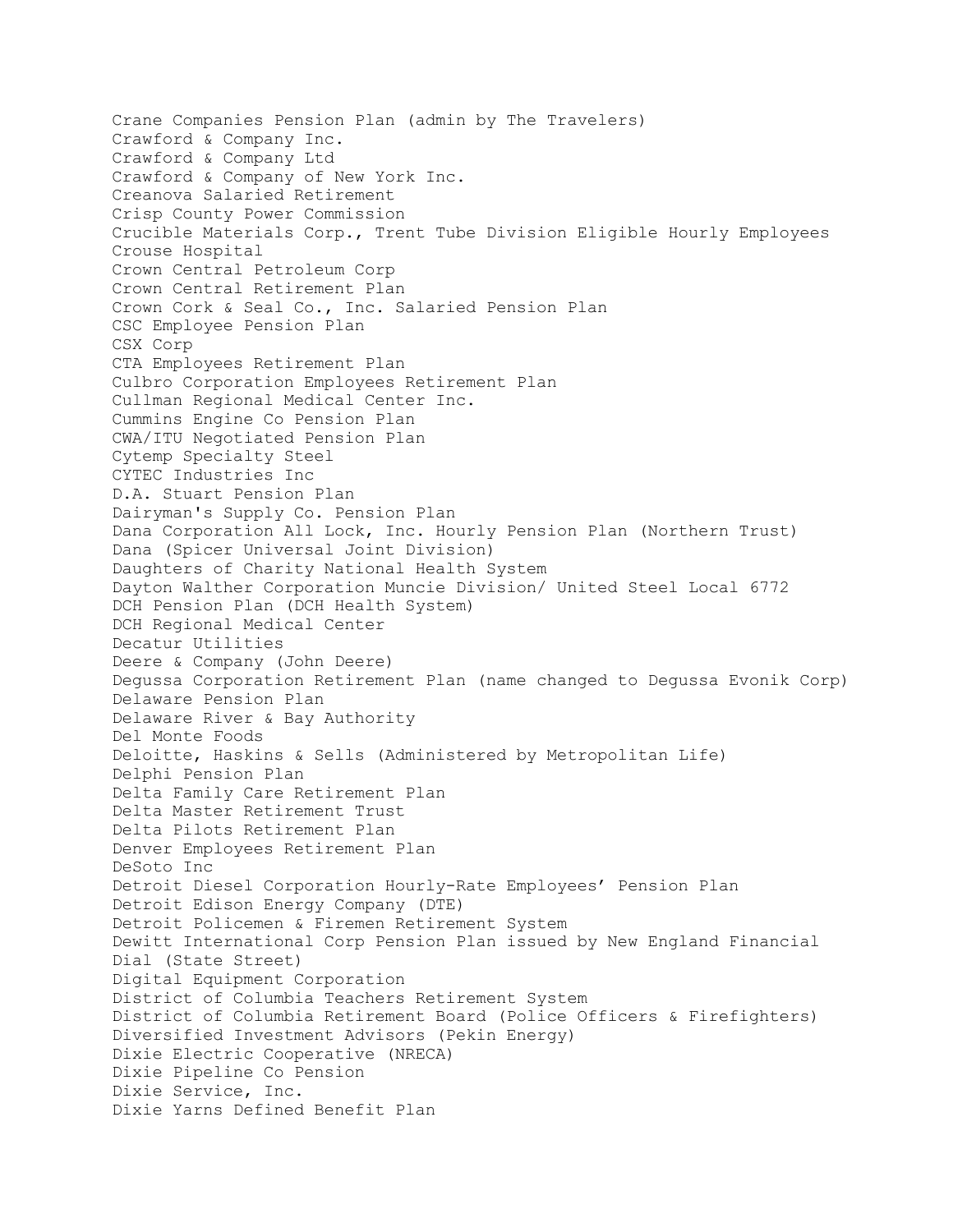Crane Companies Pension Plan (admin by The Travelers)
Crawford & Company Inc.
Crawford & Company Ltd
Crawford & Company of New York Inc.
Creanova Salaried Retirement
Crisp County Power Commission
Crucible Materials Corp., Trent Tube Division Eligible Hourly Employees
Crouse Hospital
Crown Central Petroleum Corp
Crown Central Retirement Plan
Crown Cork & Seal Co., Inc. Salaried Pension Plan
CSC Employee Pension Plan
CSX Corp
CTA Employees Retirement Plan
Culbro Corporation Employees Retirement Plan
Cullman Regional Medical Center Inc.
Cummins Engine Co Pension Plan
CWA/ITU Negotiated Pension Plan
Cytemp Specialty Steel
CYTEC Industries Inc
D.A. Stuart Pension Plan
Dairyman's Supply Co. Pension Plan
Dana Corporation All Lock, Inc. Hourly Pension Plan (Northern Trust)
Dana (Spicer Universal Joint Division)
Daughters of Charity National Health System
Dayton Walther Corporation Muncie Division/ United Steel Local 6772
DCH Pension Plan (DCH Health System)
DCH Regional Medical Center
Decatur Utilities
Deere & Company (John Deere)
Degussa Corporation Retirement Plan (name changed to Degussa Evonik Corp)
Delaware Pension Plan
Delaware River & Bay Authority
Del Monte Foods
Deloitte, Haskins & Sells (Administered by Metropolitan Life)
Delphi Pension Plan
Delta Family Care Retirement Plan
Delta Master Retirement Trust
Delta Pilots Retirement Plan
Denver Employees Retirement Plan
DeSoto Inc
Detroit Diesel Corporation Hourly-Rate Employees' Pension Plan
Detroit Edison Energy Company (DTE)
Detroit Policemen & Firemen Retirement System
Dewitt International Corp Pension Plan issued by New England Financial
Dial (State Street)
Digital Equipment Corporation
District of Columbia Teachers Retirement System
District of Columbia Retirement Board (Police Officers & Firefighters)
Diversified Investment Advisors (Pekin Energy)
Dixie Electric Cooperative (NRECA)
Dixie Pipeline Co Pension
Dixie Service, Inc.
Dixie Yarns Defined Benefit Plan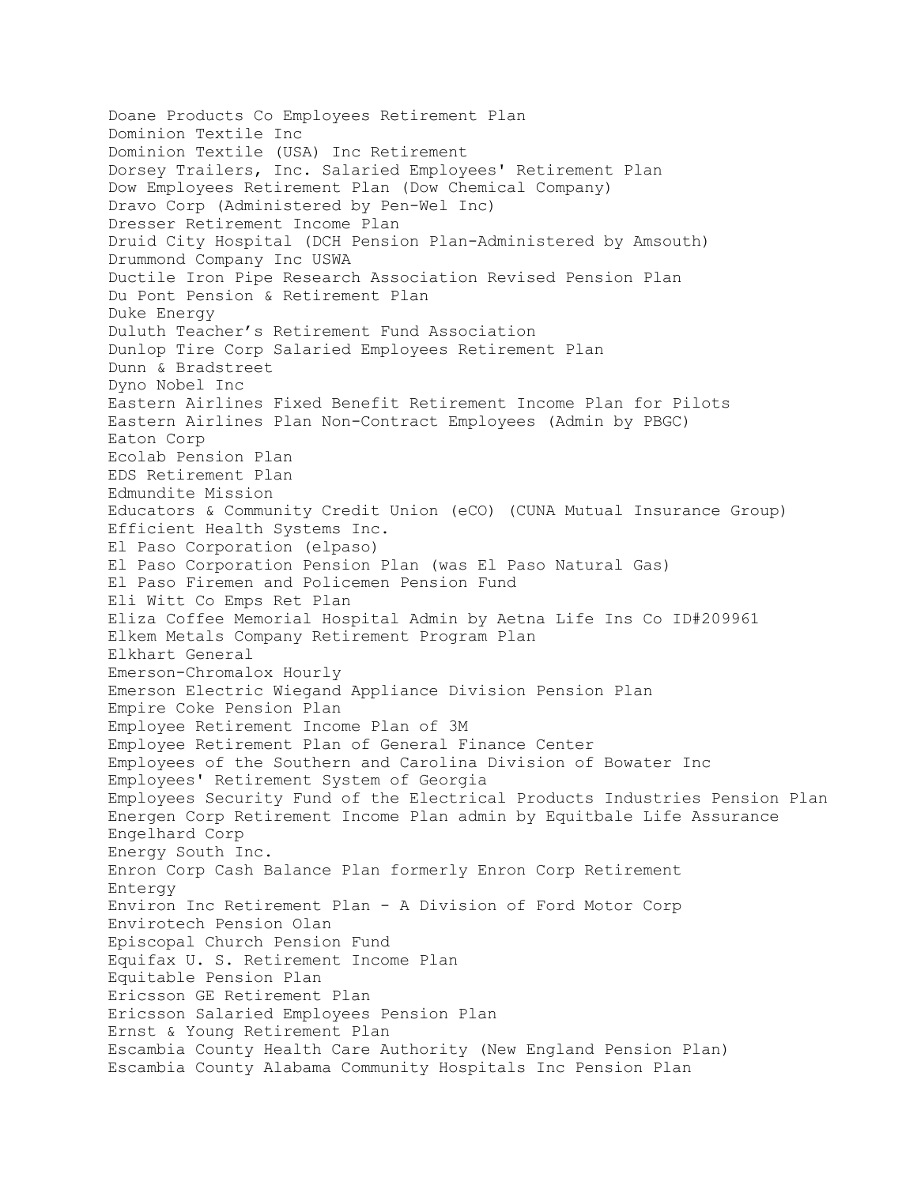Doane Products Co Employees Retirement Plan
Dominion Textile Inc
Dominion Textile (USA) Inc Retirement
Dorsey Trailers, Inc. Salaried Employees' Retirement Plan
Dow Employees Retirement Plan (Dow Chemical Company)
Dravo Corp (Administered by Pen-Wel Inc)
Dresser Retirement Income Plan
Druid City Hospital (DCH Pension Plan-Administered by Amsouth)
Drummond Company Inc USWA
Ductile Iron Pipe Research Association Revised Pension Plan
Du Pont Pension & Retirement Plan
Duke Energy
Duluth Teacher's Retirement Fund Association
Dunlop Tire Corp Salaried Employees Retirement Plan
Dunn & Bradstreet
Dyno Nobel Inc
Eastern Airlines Fixed Benefit Retirement Income Plan for Pilots
Eastern Airlines Plan Non-Contract Employees (Admin by PBGC)
Eaton Corp
Ecolab Pension Plan
EDS Retirement Plan
Edmundite Mission
Educators & Community Credit Union (eCO) (CUNA Mutual Insurance Group)
Efficient Health Systems Inc.
El Paso Corporation (elpaso)
El Paso Corporation Pension Plan (was El Paso Natural Gas)
El Paso Firemen and Policemen Pension Fund
Eli Witt Co Emps Ret Plan
Eliza Coffee Memorial Hospital Admin by Aetna Life Ins Co ID#209961
Elkem Metals Company Retirement Program Plan
Elkhart General
Emerson-Chromalox Hourly
Emerson Electric Wiegand Appliance Division Pension Plan
Empire Coke Pension Plan
Employee Retirement Income Plan of 3M
Employee Retirement Plan of General Finance Center
Employees of the Southern and Carolina Division of Bowater Inc
Employees' Retirement System of Georgia
Employees Security Fund of the Electrical Products Industries Pension Plan
Energen Corp Retirement Income Plan admin by Equitbale Life Assurance
Engelhard Corp
Energy South Inc.
Enron Corp Cash Balance Plan formerly Enron Corp Retirement
Entergy
Environ Inc Retirement Plan - A Division of Ford Motor Corp
Envirotech Pension Olan
Episcopal Church Pension Fund
Equifax U. S. Retirement Income Plan
Equitable Pension Plan
Ericsson GE Retirement Plan
Ericsson Salaried Employees Pension Plan
Ernst & Young Retirement Plan
Escambia County Health Care Authority (New England Pension Plan)
Escambia County Alabama Community Hospitals Inc Pension Plan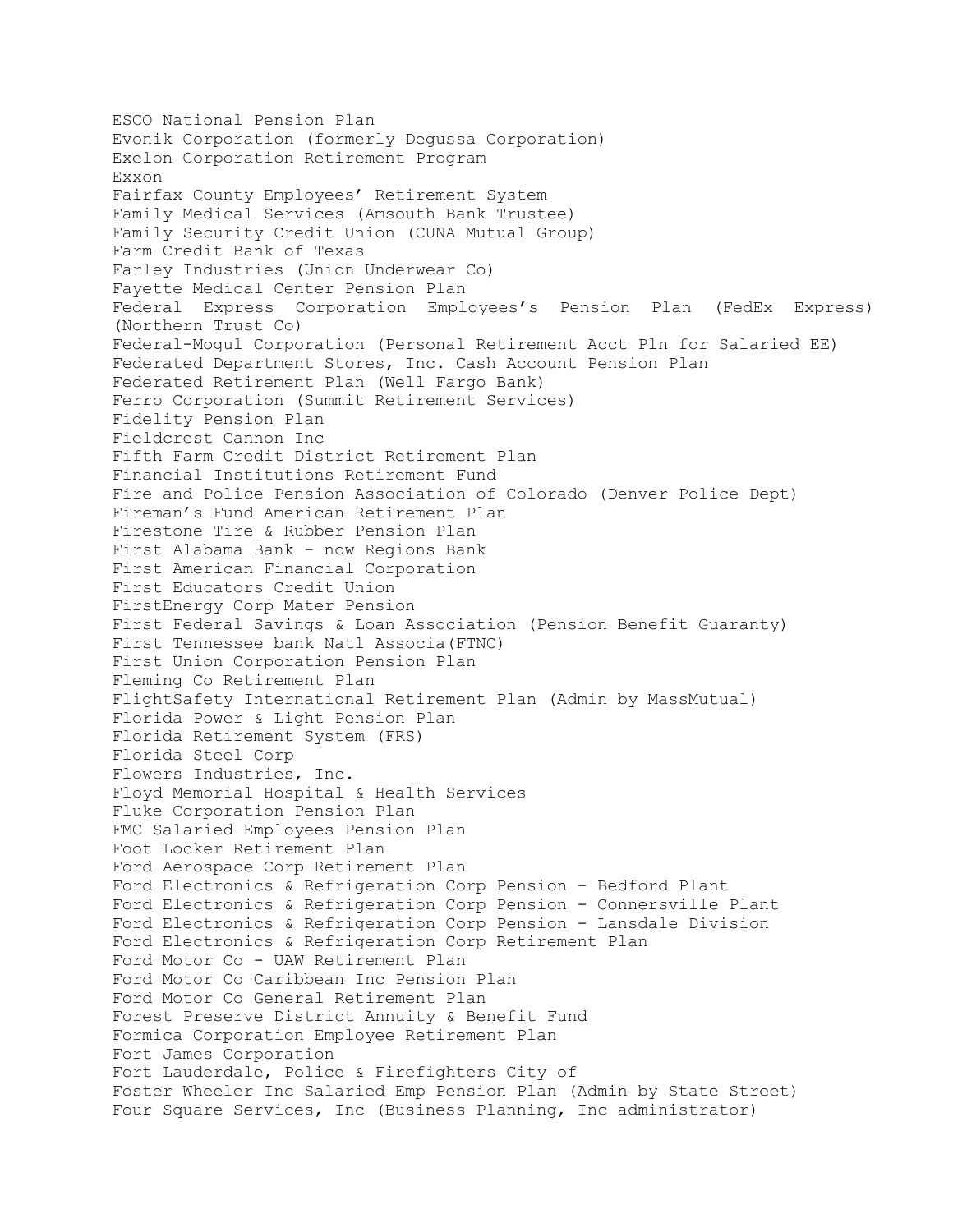ESCO National Pension Plan
Evonik Corporation (formerly Degussa Corporation)
Exelon Corporation Retirement Program
Exxon
Fairfax County Employees' Retirement System
Family Medical Services (Amsouth Bank Trustee)
Family Security Credit Union (CUNA Mutual Group)
Farm Credit Bank of Texas
Farley Industries (Union Underwear Co)
Fayette Medical Center Pension Plan
Federal Express Corporation Employees's Pension Plan (FedEx Express) (Northern Trust Co)
Federal-Mogul Corporation (Personal Retirement Acct Pln for Salaried EE)
Federated Department Stores, Inc. Cash Account Pension Plan
Federated Retirement Plan (Well Fargo Bank)
Ferro Corporation (Summit Retirement Services)
Fidelity Pension Plan
Fieldcrest Cannon Inc
Fifth Farm Credit District Retirement Plan
Financial Institutions Retirement Fund
Fire and Police Pension Association of Colorado (Denver Police Dept)
Fireman's Fund American Retirement Plan
Firestone Tire & Rubber Pension Plan
First Alabama Bank - now Regions Bank
First American Financial Corporation
First Educators Credit Union
FirstEnergy Corp Mater Pension
First Federal Savings & Loan Association (Pension Benefit Guaranty)
First Tennessee bank Natl Associa(FTNC)
First Union Corporation Pension Plan
Fleming Co Retirement Plan
FlightSafety International Retirement Plan (Admin by MassMutual)
Florida Power & Light Pension Plan
Florida Retirement System (FRS)
Florida Steel Corp
Flowers Industries, Inc.
Floyd Memorial Hospital & Health Services
Fluke Corporation Pension Plan
FMC Salaried Employees Pension Plan
Foot Locker Retirement Plan
Ford Aerospace Corp Retirement Plan
Ford Electronics & Refrigeration Corp Pension - Bedford Plant
Ford Electronics & Refrigeration Corp Pension - Connersville Plant
Ford Electronics & Refrigeration Corp Pension - Lansdale Division
Ford Electronics & Refrigeration Corp Retirement Plan
Ford Motor Co - UAW Retirement Plan
Ford Motor Co Caribbean Inc Pension Plan
Ford Motor Co General Retirement Plan
Forest Preserve District Annuity & Benefit Fund
Formica Corporation Employee Retirement Plan
Fort James Corporation
Fort Lauderdale, Police & Firefighters City of
Foster Wheeler Inc Salaried Emp Pension Plan (Admin by State Street)
Four Square Services, Inc (Business Planning, Inc administrator)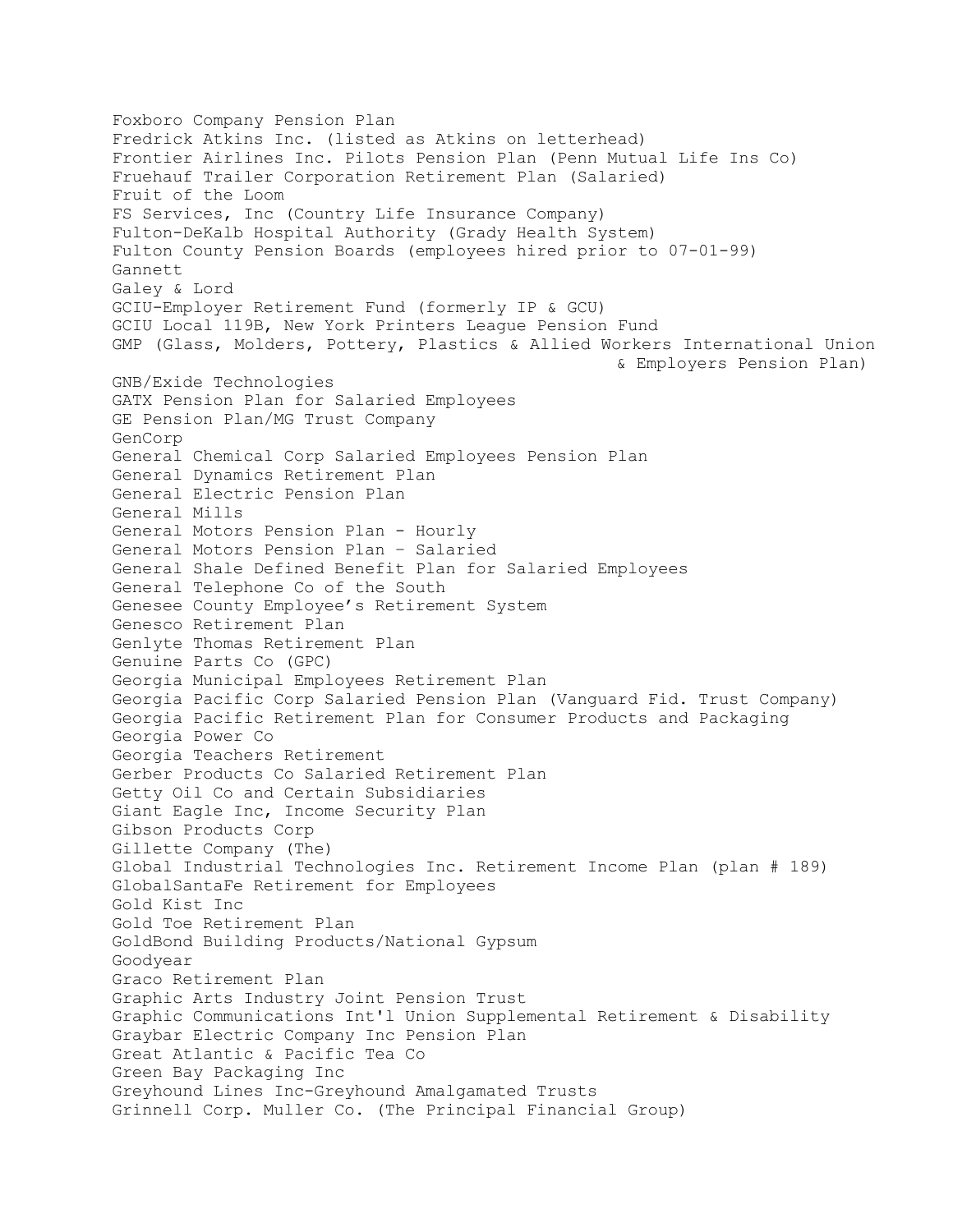Foxboro Company Pension Plan
Fredrick Atkins Inc. (listed as Atkins on letterhead)
Frontier Airlines Inc. Pilots Pension Plan (Penn Mutual Life Ins Co)
Fruehauf Trailer Corporation Retirement Plan (Salaried)
Fruit of the Loom
FS Services, Inc (Country Life Insurance Company)
Fulton-DeKalb Hospital Authority (Grady Health System)
Fulton County Pension Boards (employees hired prior to 07-01-99)
Gannett
Galey & Lord
GCIU-Employer Retirement Fund (formerly IP & GCU)
GCIU Local 119B, New York Printers League Pension Fund
GMP (Glass, Molders, Pottery, Plastics & Allied Workers International Union & Employers Pension Plan)
GNB/Exide Technologies
GATX Pension Plan for Salaried Employees
GE Pension Plan/MG Trust Company
GenCorp
General Chemical Corp Salaried Employees Pension Plan
General Dynamics Retirement Plan
General Electric Pension Plan
General Mills
General Motors Pension Plan - Hourly
General Motors Pension Plan – Salaried
General Shale Defined Benefit Plan for Salaried Employees
General Telephone Co of the South
Genesee County Employee's Retirement System
Genesco Retirement Plan
Genlyte Thomas Retirement Plan
Genuine Parts Co (GPC)
Georgia Municipal Employees Retirement Plan
Georgia Pacific Corp Salaried Pension Plan (Vanguard Fid. Trust Company)
Georgia Pacific Retirement Plan for Consumer Products and Packaging
Georgia Power Co
Georgia Teachers Retirement
Gerber Products Co Salaried Retirement Plan
Getty Oil Co and Certain Subsidiaries
Giant Eagle Inc, Income Security Plan
Gibson Products Corp
Gillette Company (The)
Global Industrial Technologies Inc. Retirement Income Plan (plan # 189)
GlobalSantaFe Retirement for Employees
Gold Kist Inc
Gold Toe Retirement Plan
GoldBond Building Products/National Gypsum
Goodyear
Graco Retirement Plan
Graphic Arts Industry Joint Pension Trust
Graphic Communications Int'l Union Supplemental Retirement & Disability
Graybar Electric Company Inc Pension Plan
Great Atlantic & Pacific Tea Co
Green Bay Packaging Inc
Greyhound Lines Inc-Greyhound Amalgamated Trusts
Grinnell Corp. Muller Co. (The Principal Financial Group)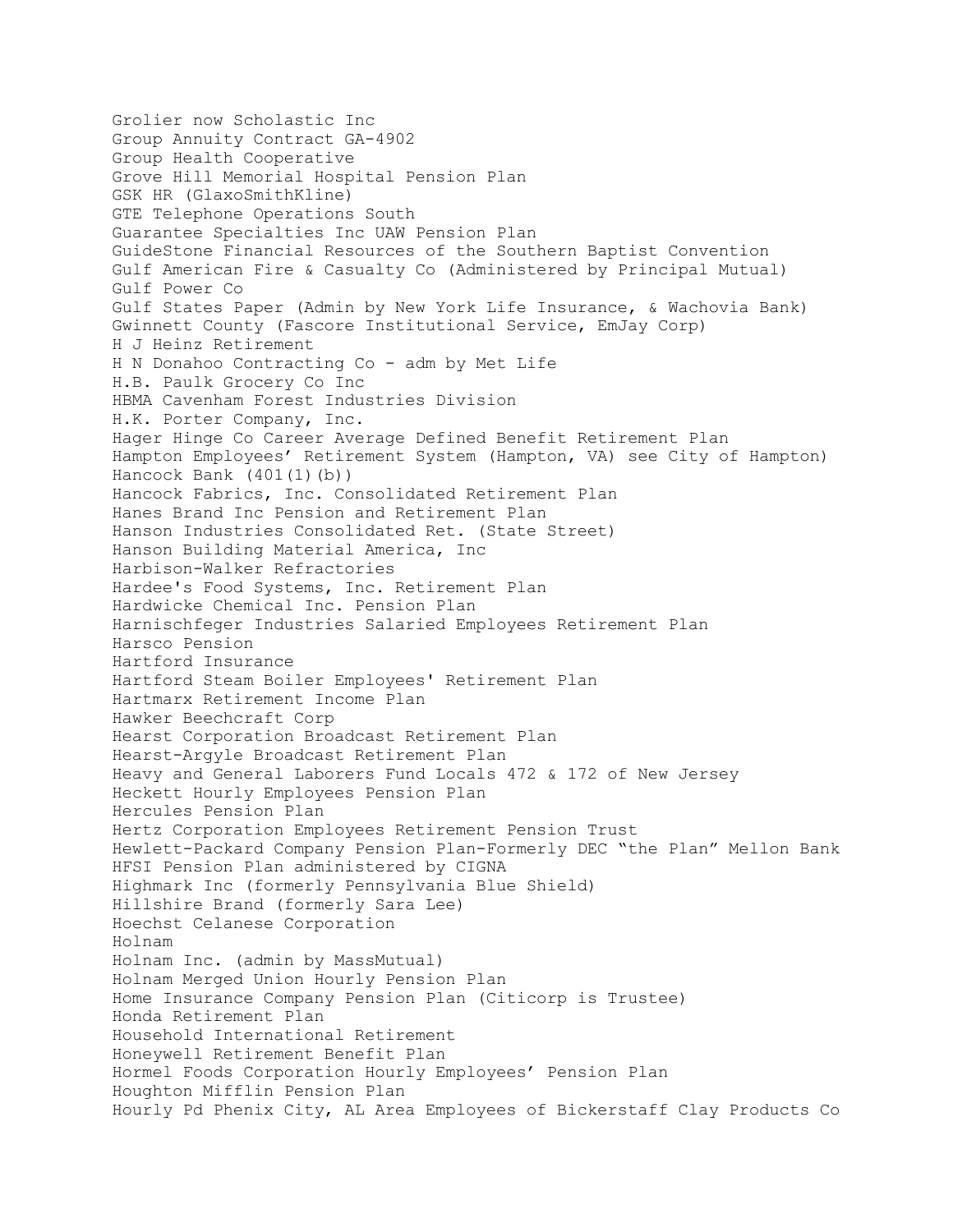Grolier now Scholastic Inc
Group Annuity Contract GA-4902
Group Health Cooperative
Grove Hill Memorial Hospital Pension Plan
GSK HR (GlaxoSmithKline)
GTE Telephone Operations South
Guarantee Specialties Inc UAW Pension Plan
GuideStone Financial Resources of the Southern Baptist Convention
Gulf American Fire & Casualty Co (Administered by Principal Mutual)
Gulf Power Co
Gulf States Paper (Admin by New York Life Insurance, & Wachovia Bank)
Gwinnett County (Fascore Institutional Service, EmJay Corp)
H J Heinz Retirement
H N Donahoo Contracting Co - adm by Met Life
H.B. Paulk Grocery Co Inc
HBMA Cavenham Forest Industries Division
H.K. Porter Company, Inc.
Hager Hinge Co Career Average Defined Benefit Retirement Plan
Hampton Employees' Retirement System (Hampton, VA) see City of Hampton)
Hancock Bank (401(1)(b))
Hancock Fabrics, Inc. Consolidated Retirement Plan
Hanes Brand Inc Pension and Retirement Plan
Hanson Industries Consolidated Ret. (State Street)
Hanson Building Material America, Inc
Harbison-Walker Refractories
Hardee's Food Systems, Inc. Retirement Plan
Hardwicke Chemical Inc. Pension Plan
Harnischfeger Industries Salaried Employees Retirement Plan
Harsco Pension
Hartford Insurance
Hartford Steam Boiler Employees' Retirement Plan
Hartmarx Retirement Income Plan
Hawker Beechcraft Corp
Hearst Corporation Broadcast Retirement Plan
Hearst-Argyle Broadcast Retirement Plan
Heavy and General Laborers Fund Locals 472 & 172 of New Jersey
Heckett Hourly Employees Pension Plan
Hercules Pension Plan
Hertz Corporation Employees Retirement Pension Trust
Hewlett-Packard Company Pension Plan-Formerly DEC "the Plan" Mellon Bank
HFSI Pension Plan administered by CIGNA
Highmark Inc (formerly Pennsylvania Blue Shield)
Hillshire Brand (formerly Sara Lee)
Hoechst Celanese Corporation
Holnam
Holnam Inc. (admin by MassMutual)
Holnam Merged Union Hourly Pension Plan
Home Insurance Company Pension Plan (Citicorp is Trustee)
Honda Retirement Plan
Household International Retirement
Honeywell Retirement Benefit Plan
Hormel Foods Corporation Hourly Employees' Pension Plan
Houghton Mifflin Pension Plan
Hourly Pd Phenix City, AL Area Employees of Bickerstaff Clay Products Co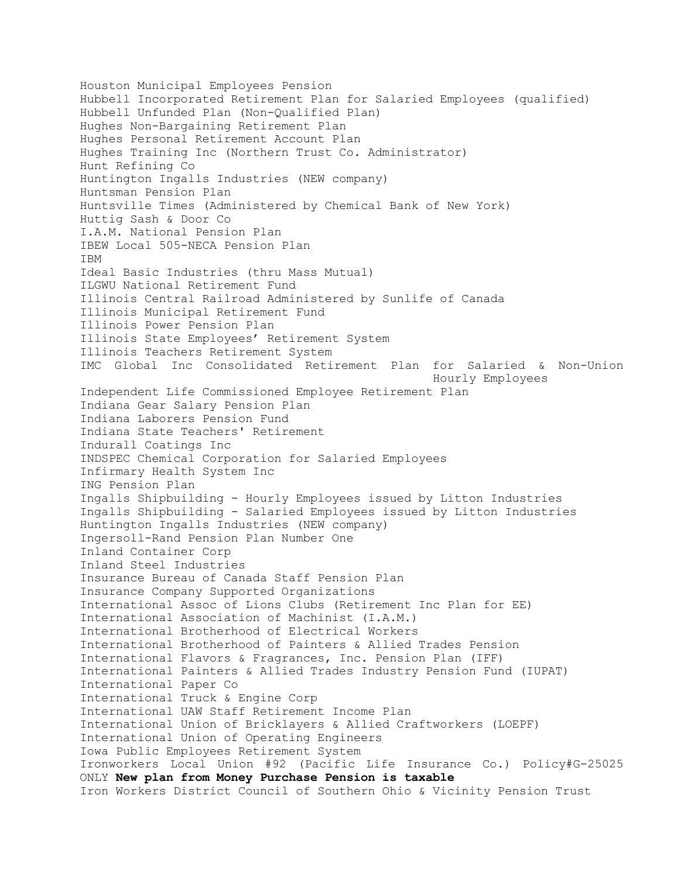Houston Municipal Employees Pension
Hubbell Incorporated Retirement Plan for Salaried Employees (qualified)
Hubbell Unfunded Plan (Non-Qualified Plan)
Hughes Non-Bargaining Retirement Plan
Hughes Personal Retirement Account Plan
Hughes Training Inc (Northern Trust Co. Administrator)
Hunt Refining Co
Huntington Ingalls Industries (NEW company)
Huntsman Pension Plan
Huntsville Times (Administered by Chemical Bank of New York)
Huttig Sash & Door Co
I.A.M. National Pension Plan
IBEW Local 505-NECA Pension Plan
IBM
Ideal Basic Industries (thru Mass Mutual)
ILGWU National Retirement Fund
Illinois Central Railroad Administered by Sunlife of Canada
Illinois Municipal Retirement Fund
Illinois Power Pension Plan
Illinois State Employees' Retirement System
Illinois Teachers Retirement System
IMC Global Inc Consolidated Retirement Plan for Salaried & Non-Union Hourly Employees
Independent Life Commissioned Employee Retirement Plan
Indiana Gear Salary Pension Plan
Indiana Laborers Pension Fund
Indiana State Teachers' Retirement
Indurall Coatings Inc
INDSPEC Chemical Corporation for Salaried Employees
Infirmary Health System Inc
ING Pension Plan
Ingalls Shipbuilding - Hourly Employees issued by Litton Industries
Ingalls Shipbuilding - Salaried Employees issued by Litton Industries
Huntington Ingalls Industries (NEW company)
Ingersoll-Rand Pension Plan Number One
Inland Container Corp
Inland Steel Industries
Insurance Bureau of Canada Staff Pension Plan
Insurance Company Supported Organizations
International Assoc of Lions Clubs (Retirement Inc Plan for EE)
International Association of Machinist (I.A.M.)
International Brotherhood of Electrical Workers
International Brotherhood of Painters & Allied Trades Pension
International Flavors & Fragrances, Inc. Pension Plan (IFF)
International Painters & Allied Trades Industry Pension Fund (IUPAT)
International Paper Co
International Truck & Engine Corp
International UAW Staff Retirement Income Plan
International Union of Bricklayers & Allied Craftworkers (LOEPF)
International Union of Operating Engineers
Iowa Public Employees Retirement System
Ironworkers Local Union #92 (Pacific Life Insurance Co.) Policy#G-25025 ONLY **New plan from Money Purchase Pension is taxable**
Iron Workers District Council of Southern Ohio & Vicinity Pension Trust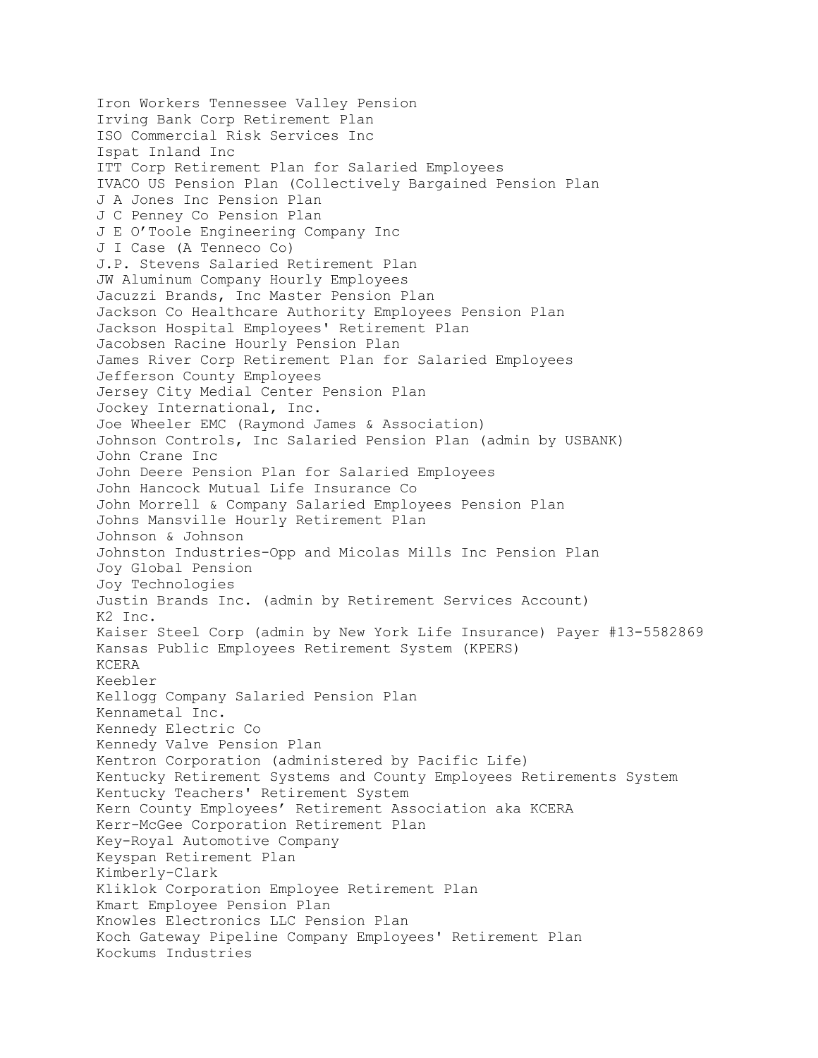Iron Workers Tennessee Valley Pension
Irving Bank Corp Retirement Plan
ISO Commercial Risk Services Inc
Ispat Inland Inc
ITT Corp Retirement Plan for Salaried Employees
IVACO US Pension Plan (Collectively Bargained Pension Plan
J A Jones Inc Pension Plan
J C Penney Co Pension Plan
J E O'Toole Engineering Company Inc
J I Case (A Tenneco Co)
J.P. Stevens Salaried Retirement Plan
JW Aluminum Company Hourly Employees
Jacuzzi Brands, Inc Master Pension Plan
Jackson Co Healthcare Authority Employees Pension Plan
Jackson Hospital Employees' Retirement Plan
Jacobsen Racine Hourly Pension Plan
James River Corp Retirement Plan for Salaried Employees
Jefferson County Employees
Jersey City Medial Center Pension Plan
Jockey International, Inc.
Joe Wheeler EMC (Raymond James & Association)
Johnson Controls, Inc Salaried Pension Plan (admin by USBANK)
John Crane Inc
John Deere Pension Plan for Salaried Employees
John Hancock Mutual Life Insurance Co
John Morrell & Company Salaried Employees Pension Plan
Johns Mansville Hourly Retirement Plan
Johnson & Johnson
Johnston Industries-Opp and Micolas Mills Inc Pension Plan
Joy Global Pension
Joy Technologies
Justin Brands Inc. (admin by Retirement Services Account)
K2 Inc.
Kaiser Steel Corp (admin by New York Life Insurance) Payer #13-5582869
Kansas Public Employees Retirement System (KPERS)
KCERA
Keebler
Kellogg Company Salaried Pension Plan
Kennametal Inc.
Kennedy Electric Co
Kennedy Valve Pension Plan
Kentron Corporation (administered by Pacific Life)
Kentucky Retirement Systems and County Employees Retirements System
Kentucky Teachers' Retirement System
Kern County Employees' Retirement Association aka KCERA
Kerr-McGee Corporation Retirement Plan
Key-Royal Automotive Company
Keyspan Retirement Plan
Kimberly-Clark
Kliklok Corporation Employee Retirement Plan
Kmart Employee Pension Plan
Knowles Electronics LLC Pension Plan
Koch Gateway Pipeline Company Employees' Retirement Plan
Kockums Industries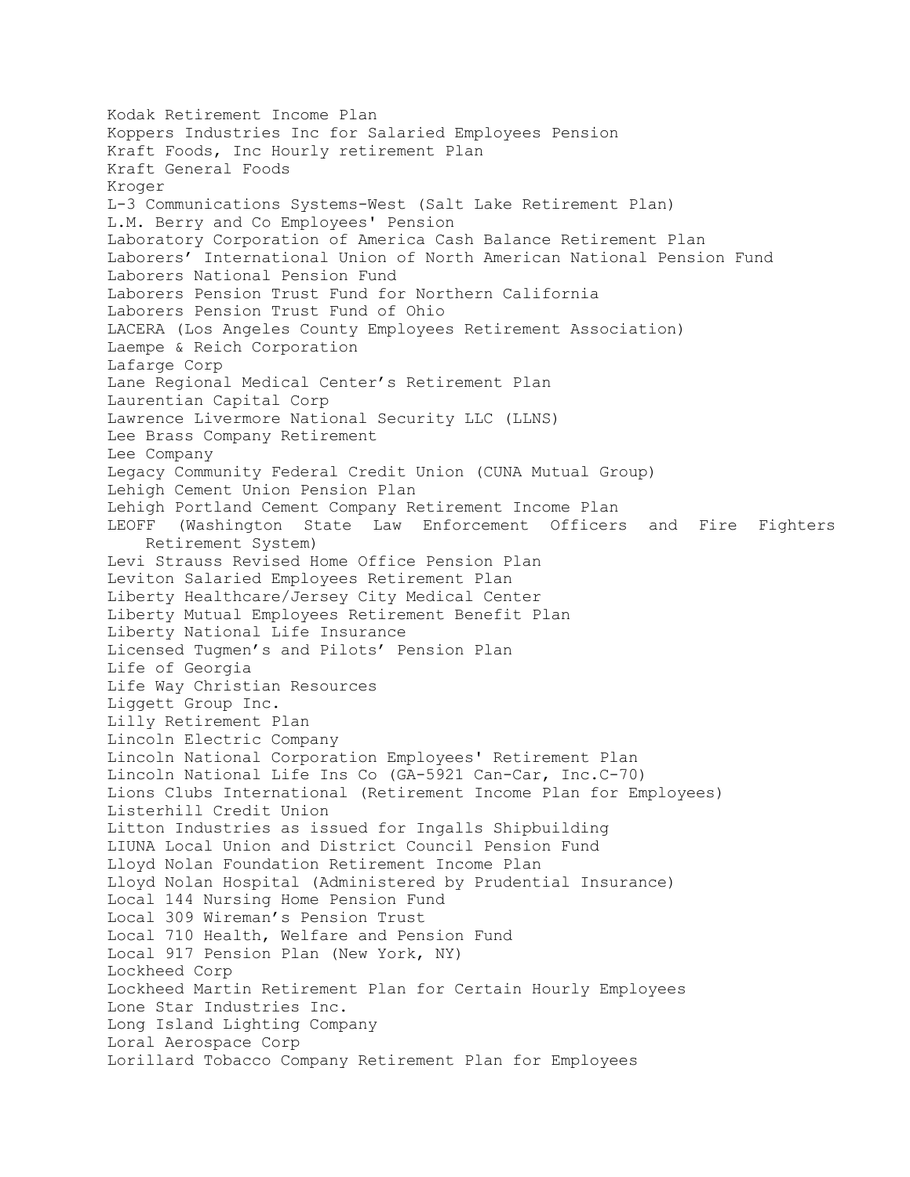Kodak Retirement Income Plan
Koppers Industries Inc for Salaried Employees Pension
Kraft Foods, Inc Hourly retirement Plan
Kraft General Foods
Kroger
L-3 Communications Systems-West (Salt Lake Retirement Plan)
L.M. Berry and Co Employees' Pension
Laboratory Corporation of America Cash Balance Retirement Plan
Laborers' International Union of North American National Pension Fund
Laborers National Pension Fund
Laborers Pension Trust Fund for Northern California
Laborers Pension Trust Fund of Ohio
LACERA (Los Angeles County Employees Retirement Association)
Laempe & Reich Corporation
Lafarge Corp
Lane Regional Medical Center's Retirement Plan
Laurentian Capital Corp
Lawrence Livermore National Security LLC (LLNS)
Lee Brass Company Retirement
Lee Company
Legacy Community Federal Credit Union (CUNA Mutual Group)
Lehigh Cement Union Pension Plan
Lehigh Portland Cement Company Retirement Income Plan
LEOFF (Washington State Law Enforcement Officers and Fire Fighters Retirement System)
Levi Strauss Revised Home Office Pension Plan
Leviton Salaried Employees Retirement Plan
Liberty Healthcare/Jersey City Medical Center
Liberty Mutual Employees Retirement Benefit Plan
Liberty National Life Insurance
Licensed Tugmen's and Pilots' Pension Plan
Life of Georgia
Life Way Christian Resources
Liggett Group Inc.
Lilly Retirement Plan
Lincoln Electric Company
Lincoln National Corporation Employees' Retirement Plan
Lincoln National Life Ins Co (GA-5921 Can-Car, Inc.C-70)
Lions Clubs International (Retirement Income Plan for Employees)
Listerhill Credit Union
Litton Industries as issued for Ingalls Shipbuilding
LIUNA Local Union and District Council Pension Fund
Lloyd Nolan Foundation Retirement Income Plan
Lloyd Nolan Hospital (Administered by Prudential Insurance)
Local 144 Nursing Home Pension Fund
Local 309 Wireman's Pension Trust
Local 710 Health, Welfare and Pension Fund
Local 917 Pension Plan (New York, NY)
Lockheed Corp
Lockheed Martin Retirement Plan for Certain Hourly Employees
Lone Star Industries Inc.
Long Island Lighting Company
Loral Aerospace Corp
Lorillard Tobacco Company Retirement Plan for Employees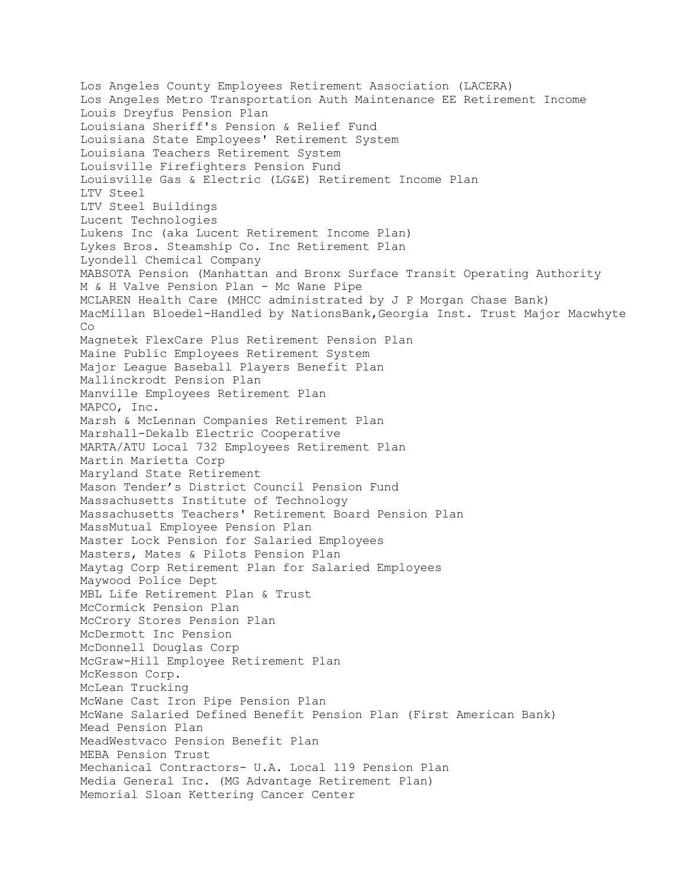Los Angeles County Employees Retirement Association (LACERA)
Los Angeles Metro Transportation Auth Maintenance EE Retirement Income
Louis Dreyfus Pension Plan
Louisiana Sheriff's Pension & Relief Fund
Louisiana State Employees' Retirement System
Louisiana Teachers Retirement System
Louisville Firefighters Pension Fund
Louisville Gas & Electric (LG&E) Retirement Income Plan
LTV Steel
LTV Steel Buildings
Lucent Technologies
Lukens Inc (aka Lucent Retirement Income Plan)
Lykes Bros. Steamship Co. Inc Retirement Plan
Lyondell Chemical Company
MABSOTA Pension (Manhattan and Bronx Surface Transit Operating Authority
M & H Valve Pension Plan - Mc Wane Pipe
MCLAREN Health Care (MHCC administrated by J P Morgan Chase Bank)
MacMillan Bloedel-Handled by NationsBank,Georgia Inst. Trust Major Macwhyte Co
Magnetek FlexCare Plus Retirement Pension Plan
Maine Public Employees Retirement System
Major League Baseball Players Benefit Plan
Mallinckrodt Pension Plan
Manville Employees Retirement Plan
MAPCO, Inc.
Marsh & McLennan Companies Retirement Plan
Marshall-Dekalb Electric Cooperative
MARTA/ATU Local 732 Employees Retirement Plan
Martin Marietta Corp
Maryland State Retirement
Mason Tender's District Council Pension Fund
Massachusetts Institute of Technology
Massachusetts Teachers' Retirement Board Pension Plan
MassMutual Employee Pension Plan
Master Lock Pension for Salaried Employees
Masters, Mates & Pilots Pension Plan
Maytag Corp Retirement Plan for Salaried Employees
Maywood Police Dept
MBL Life Retirement Plan & Trust
McCormick Pension Plan
McCrory Stores Pension Plan
McDermott Inc Pension
McDonnell Douglas Corp
McGraw-Hill Employee Retirement Plan
McKesson Corp.
McLean Trucking
McWane Cast Iron Pipe Pension Plan
McWane Salaried Defined Benefit Pension Plan (First American Bank)
Mead Pension Plan
MeadWestvaco Pension Benefit Plan
MEBA Pension Trust
Mechanical Contractors- U.A. Local 119 Pension Plan
Media General Inc. (MG Advantage Retirement Plan)
Memorial Sloan Kettering Cancer Center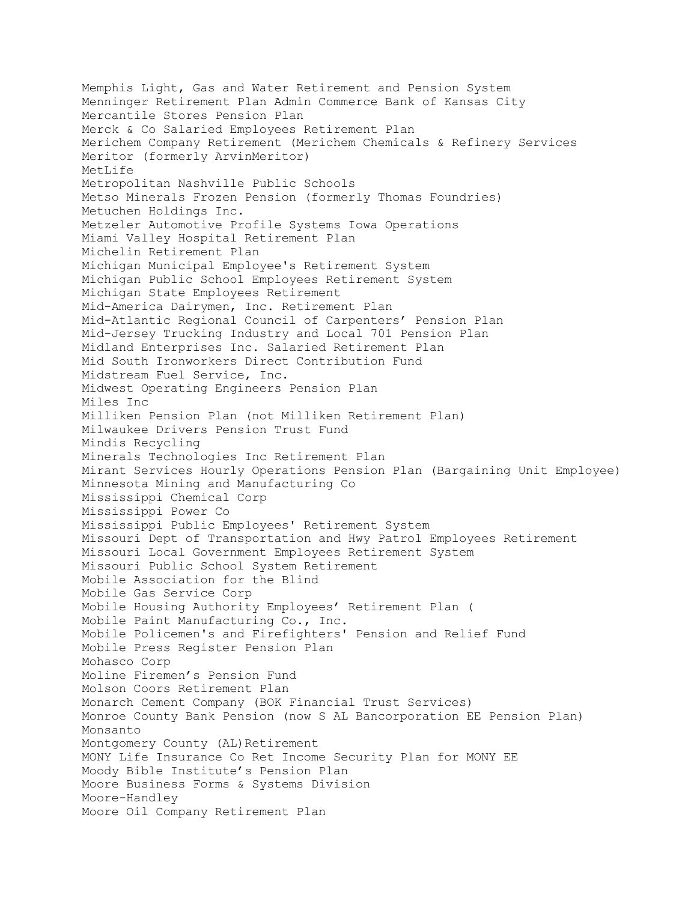Memphis Light, Gas and Water Retirement and Pension System
Menninger Retirement Plan Admin Commerce Bank of Kansas City
Mercantile Stores Pension Plan
Merck & Co Salaried Employees Retirement Plan
Merichem Company Retirement (Merichem Chemicals & Refinery Services
Meritor (formerly ArvinMeritor)
MetLife
Metropolitan Nashville Public Schools
Metso Minerals Frozen Pension (formerly Thomas Foundries)
Metuchen Holdings Inc.
Metzeler Automotive Profile Systems Iowa Operations
Miami Valley Hospital Retirement Plan
Michelin Retirement Plan
Michigan Municipal Employee's Retirement System
Michigan Public School Employees Retirement System
Michigan State Employees Retirement
Mid-America Dairymen, Inc. Retirement Plan
Mid-Atlantic Regional Council of Carpenters' Pension Plan
Mid-Jersey Trucking Industry and Local 701 Pension Plan
Midland Enterprises Inc. Salaried Retirement Plan
Mid South Ironworkers Direct Contribution Fund
Midstream Fuel Service, Inc.
Midwest Operating Engineers Pension Plan
Miles Inc
Milliken Pension Plan (not Milliken Retirement Plan)
Milwaukee Drivers Pension Trust Fund
Mindis Recycling
Minerals Technologies Inc Retirement Plan
Mirant Services Hourly Operations Pension Plan (Bargaining Unit Employee)
Minnesota Mining and Manufacturing Co
Mississippi Chemical Corp
Mississippi Power Co
Mississippi Public Employees' Retirement System
Missouri Dept of Transportation and Hwy Patrol Employees Retirement
Missouri Local Government Employees Retirement System
Missouri Public School System Retirement
Mobile Association for the Blind
Mobile Gas Service Corp
Mobile Housing Authority Employees' Retirement Plan (
Mobile Paint Manufacturing Co., Inc.
Mobile Policemen's and Firefighters' Pension and Relief Fund
Mobile Press Register Pension Plan
Mohasco Corp
Moline Firemen's Pension Fund
Molson Coors Retirement Plan
Monarch Cement Company (BOK Financial Trust Services)
Monroe County Bank Pension (now S AL Bancorporation EE Pension Plan)
Monsanto
Montgomery County (AL)Retirement
MONY Life Insurance Co Ret Income Security Plan for MONY EE
Moody Bible Institute's Pension Plan
Moore Business Forms & Systems Division
Moore-Handley
Moore Oil Company Retirement Plan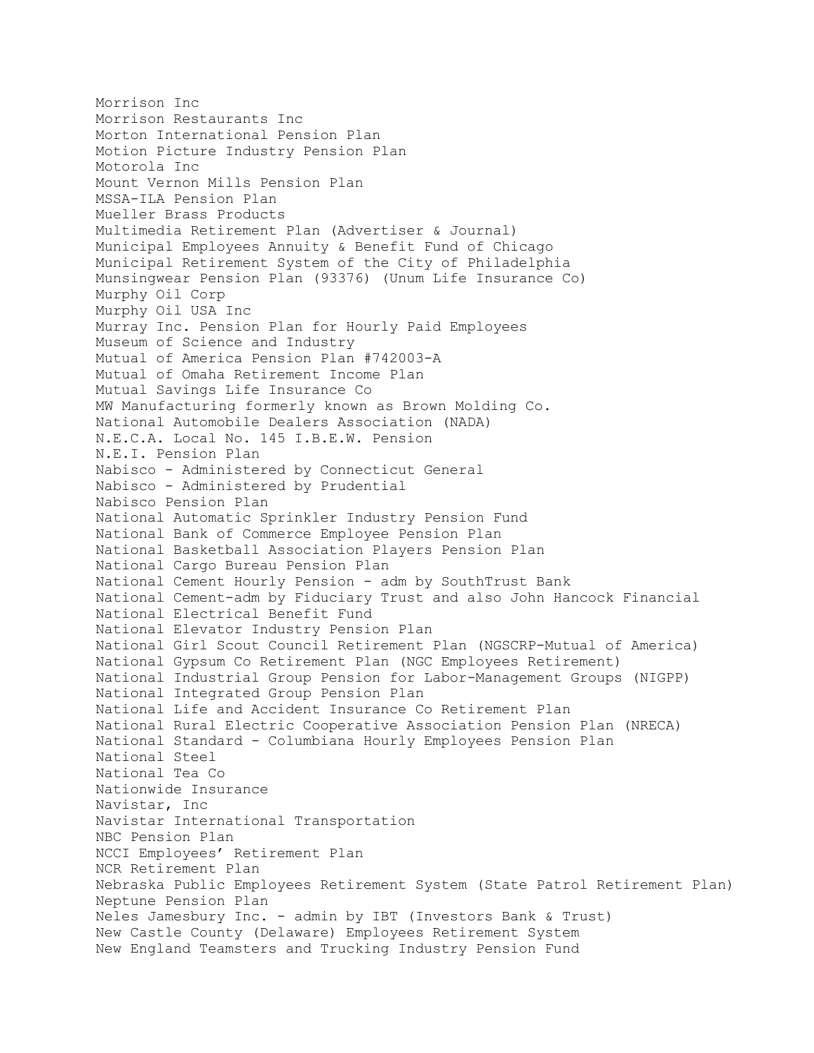Morrison Inc
Morrison Restaurants Inc
Morton International Pension Plan
Motion Picture Industry Pension Plan
Motorola Inc
Mount Vernon Mills Pension Plan
MSSA-ILA Pension Plan
Mueller Brass Products
Multimedia Retirement Plan (Advertiser & Journal)
Municipal Employees Annuity & Benefit Fund of Chicago
Municipal Retirement System of the City of Philadelphia
Munsingwear Pension Plan (93376) (Unum Life Insurance Co)
Murphy Oil Corp
Murphy Oil USA Inc
Murray Inc. Pension Plan for Hourly Paid Employees
Museum of Science and Industry
Mutual of America Pension Plan #742003-A
Mutual of Omaha Retirement Income Plan
Mutual Savings Life Insurance Co
MW Manufacturing formerly known as Brown Molding Co.
National Automobile Dealers Association (NADA)
N.E.C.A. Local No. 145 I.B.E.W. Pension
N.E.I. Pension Plan
Nabisco - Administered by Connecticut General
Nabisco - Administered by Prudential
Nabisco Pension Plan
National Automatic Sprinkler Industry Pension Fund
National Bank of Commerce Employee Pension Plan
National Basketball Association Players Pension Plan
National Cargo Bureau Pension Plan
National Cement Hourly Pension - adm by SouthTrust Bank
National Cement-adm by Fiduciary Trust and also John Hancock Financial
National Electrical Benefit Fund
National Elevator Industry Pension Plan
National Girl Scout Council Retirement Plan (NGSCRP-Mutual of America)
National Gypsum Co Retirement Plan (NGC Employees Retirement)
National Industrial Group Pension for Labor-Management Groups (NIGPP)
National Integrated Group Pension Plan
National Life and Accident Insurance Co Retirement Plan
National Rural Electric Cooperative Association Pension Plan (NRECA)
National Standard - Columbiana Hourly Employees Pension Plan
National Steel
National Tea Co
Nationwide Insurance
Navistar, Inc
Navistar International Transportation
NBC Pension Plan
NCCI Employees' Retirement Plan
NCR Retirement Plan
Nebraska Public Employees Retirement System (State Patrol Retirement Plan)
Neptune Pension Plan
Neles Jamesbury Inc. - admin by IBT (Investors Bank & Trust)
New Castle County (Delaware) Employees Retirement System
New England Teamsters and Trucking Industry Pension Fund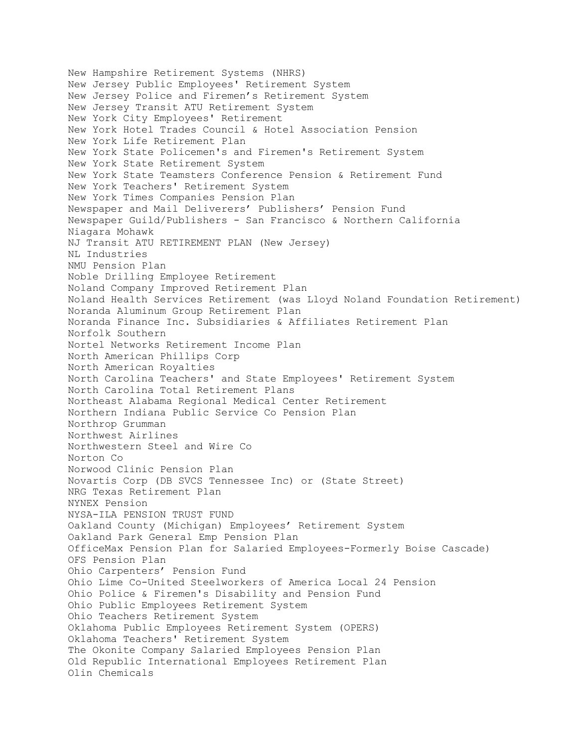New Hampshire Retirement Systems (NHRS)
New Jersey Public Employees' Retirement System
New Jersey Police and Firemen's Retirement System
New Jersey Transit ATU Retirement System
New York City Employees' Retirement
New York Hotel Trades Council & Hotel Association Pension
New York Life Retirement Plan
New York State Policemen's and Firemen's Retirement System
New York State Retirement System
New York State Teamsters Conference Pension & Retirement Fund
New York Teachers' Retirement System
New York Times Companies Pension Plan
Newspaper and Mail Deliverers' Publishers' Pension Fund
Newspaper Guild/Publishers - San Francisco & Northern California
Niagara Mohawk
NJ Transit ATU RETIREMENT PLAN (New Jersey)
NL Industries
NMU Pension Plan
Noble Drilling Employee Retirement
Noland Company Improved Retirement Plan
Noland Health Services Retirement (was Lloyd Noland Foundation Retirement)
Noranda Aluminum Group Retirement Plan
Noranda Finance Inc. Subsidiaries & Affiliates Retirement Plan
Norfolk Southern
Nortel Networks Retirement Income Plan
North American Phillips Corp
North American Royalties
North Carolina Teachers' and State Employees' Retirement System
North Carolina Total Retirement Plans
Northeast Alabama Regional Medical Center Retirement
Northern Indiana Public Service Co Pension Plan
Northrop Grumman
Northwest Airlines
Northwestern Steel and Wire Co
Norton Co
Norwood Clinic Pension Plan
Novartis Corp (DB SVCS Tennessee Inc) or (State Street)
NRG Texas Retirement Plan
NYNEX Pension
NYSA-ILA PENSION TRUST FUND
Oakland County (Michigan) Employees' Retirement System
Oakland Park General Emp Pension Plan
OfficeMax Pension Plan for Salaried Employees-Formerly Boise Cascade)
OFS Pension Plan
Ohio Carpenters' Pension Fund
Ohio Lime Co-United Steelworkers of America Local 24 Pension
Ohio Police & Firemen's Disability and Pension Fund
Ohio Public Employees Retirement System
Ohio Teachers Retirement System
Oklahoma Public Employees Retirement System (OPERS)
Oklahoma Teachers' Retirement System
The Okonite Company Salaried Employees Pension Plan
Old Republic International Employees Retirement Plan
Olin Chemicals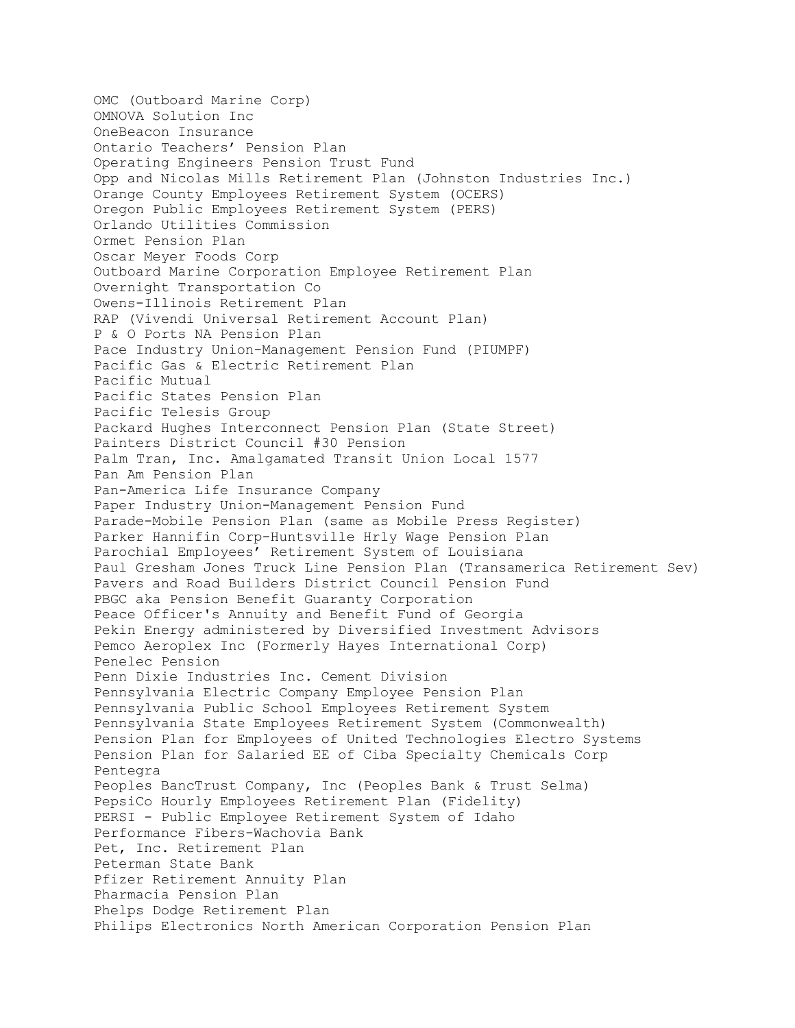OMC (Outboard Marine Corp)
OMNOVA Solution Inc
OneBeacon Insurance
Ontario Teachers' Pension Plan
Operating Engineers Pension Trust Fund
Opp and Nicolas Mills Retirement Plan (Johnston Industries Inc.)
Orange County Employees Retirement System (OCERS)
Oregon Public Employees Retirement System (PERS)
Orlando Utilities Commission
Ormet Pension Plan
Oscar Meyer Foods Corp
Outboard Marine Corporation Employee Retirement Plan
Overnight Transportation Co
Owens-Illinois Retirement Plan
RAP (Vivendi Universal Retirement Account Plan)
P & O Ports NA Pension Plan
Pace Industry Union-Management Pension Fund (PIUMPF)
Pacific Gas & Electric Retirement Plan
Pacific Mutual
Pacific States Pension Plan
Pacific Telesis Group
Packard Hughes Interconnect Pension Plan (State Street)
Painters District Council #30 Pension
Palm Tran, Inc. Amalgamated Transit Union Local 1577
Pan Am Pension Plan
Pan-America Life Insurance Company
Paper Industry Union-Management Pension Fund
Parade-Mobile Pension Plan (same as Mobile Press Register)
Parker Hannifin Corp-Huntsville Hrly Wage Pension Plan
Parochial Employees' Retirement System of Louisiana
Paul Gresham Jones Truck Line Pension Plan (Transamerica Retirement Sev)
Pavers and Road Builders District Council Pension Fund
PBGC aka Pension Benefit Guaranty Corporation
Peace Officer's Annuity and Benefit Fund of Georgia
Pekin Energy administered by Diversified Investment Advisors
Pemco Aeroplex Inc (Formerly Hayes International Corp)
Penelec Pension
Penn Dixie Industries Inc. Cement Division
Pennsylvania Electric Company Employee Pension Plan
Pennsylvania Public School Employees Retirement System
Pennsylvania State Employees Retirement System (Commonwealth)
Pension Plan for Employees of United Technologies Electro Systems
Pension Plan for Salaried EE of Ciba Specialty Chemicals Corp
Pentegra
Peoples BancTrust Company, Inc (Peoples Bank & Trust Selma)
PepsiCo Hourly Employees Retirement Plan (Fidelity)
PERSI - Public Employee Retirement System of Idaho
Performance Fibers-Wachovia Bank
Pet, Inc. Retirement Plan
Peterman State Bank
Pfizer Retirement Annuity Plan
Pharmacia Pension Plan
Phelps Dodge Retirement Plan
Philips Electronics North American Corporation Pension Plan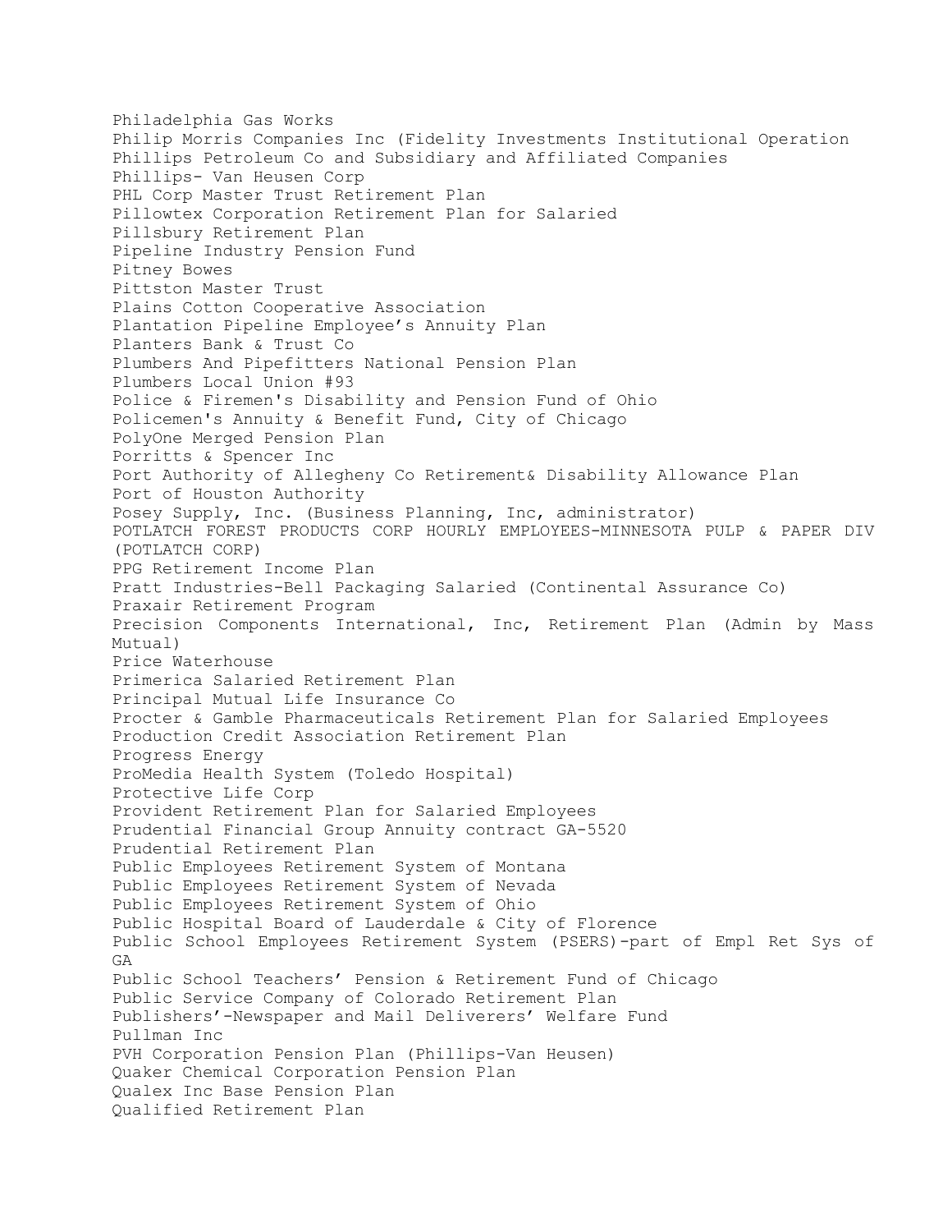Philadelphia Gas Works
Philip Morris Companies Inc (Fidelity Investments Institutional Operation
Phillips Petroleum Co and Subsidiary and Affiliated Companies
Phillips- Van Heusen Corp
PHL Corp Master Trust Retirement Plan
Pillowtex Corporation Retirement Plan for Salaried
Pillsbury Retirement Plan
Pipeline Industry Pension Fund
Pitney Bowes
Pittston Master Trust
Plains Cotton Cooperative Association
Plantation Pipeline Employee's Annuity Plan
Planters Bank & Trust Co
Plumbers And Pipefitters National Pension Plan
Plumbers Local Union #93
Police & Firemen's Disability and Pension Fund of Ohio
Policemen's Annuity & Benefit Fund, City of Chicago
PolyOne Merged Pension Plan
Porritts & Spencer Inc
Port Authority of Allegheny Co Retirement& Disability Allowance Plan
Port of Houston Authority
Posey Supply, Inc. (Business Planning, Inc, administrator)
POTLATCH FOREST PRODUCTS CORP HOURLY EMPLOYEES-MINNESOTA PULP & PAPER DIV (POTLATCH CORP)
PPG Retirement Income Plan
Pratt Industries-Bell Packaging Salaried (Continental Assurance Co)
Praxair Retirement Program
Precision Components International, Inc, Retirement Plan (Admin by Mass Mutual)
Price Waterhouse
Primerica Salaried Retirement Plan
Principal Mutual Life Insurance Co
Procter & Gamble Pharmaceuticals Retirement Plan for Salaried Employees
Production Credit Association Retirement Plan
Progress Energy
ProMedia Health System (Toledo Hospital)
Protective Life Corp
Provident Retirement Plan for Salaried Employees
Prudential Financial Group Annuity contract GA-5520
Prudential Retirement Plan
Public Employees Retirement System of Montana
Public Employees Retirement System of Nevada
Public Employees Retirement System of Ohio
Public Hospital Board of Lauderdale & City of Florence
Public School Employees Retirement System (PSERS)-part of Empl Ret Sys of GA
Public School Teachers' Pension & Retirement Fund of Chicago
Public Service Company of Colorado Retirement Plan
Publishers'-Newspaper and Mail Deliverers' Welfare Fund
Pullman Inc
PVH Corporation Pension Plan (Phillips-Van Heusen)
Quaker Chemical Corporation Pension Plan
Qualex Inc Base Pension Plan
Qualified Retirement Plan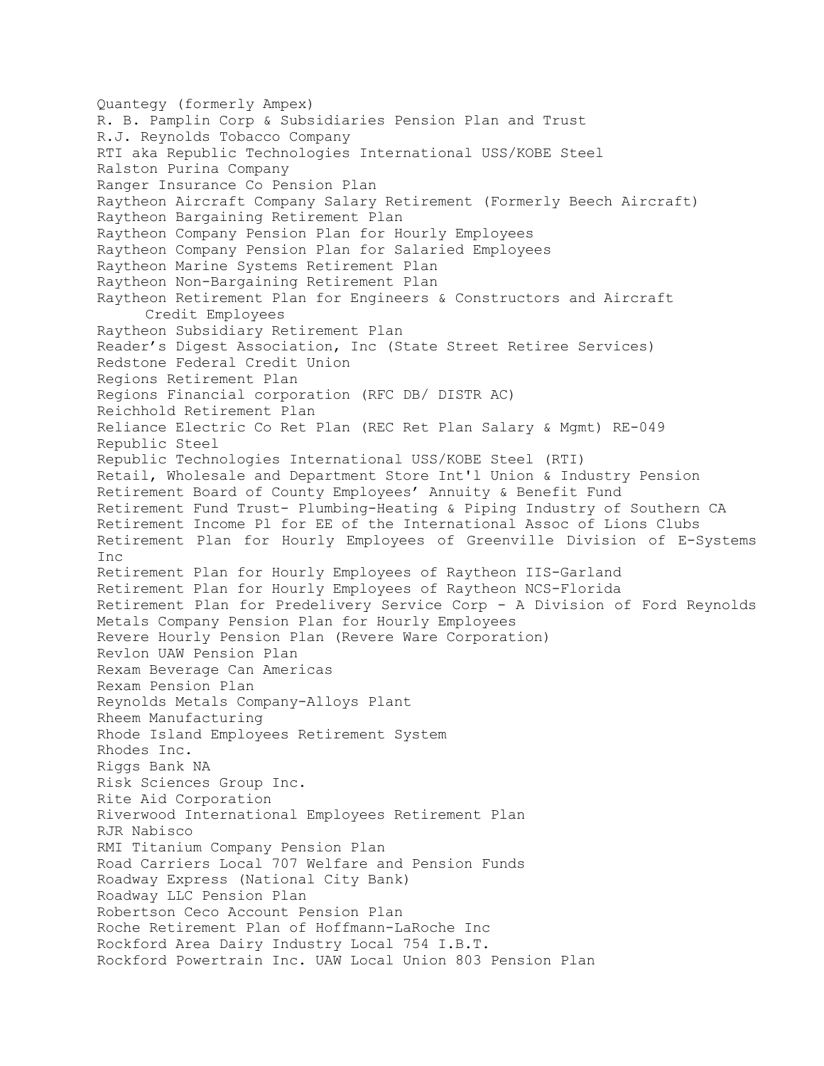Quantegy (formerly Ampex)
R. B. Pamplin Corp & Subsidiaries Pension Plan and Trust
R.J. Reynolds Tobacco Company
RTI aka Republic Technologies International USS/KOBE Steel
Ralston Purina Company
Ranger Insurance Co Pension Plan
Raytheon Aircraft Company Salary Retirement (Formerly Beech Aircraft)
Raytheon Bargaining Retirement Plan
Raytheon Company Pension Plan for Hourly Employees
Raytheon Company Pension Plan for Salaried Employees
Raytheon Marine Systems Retirement Plan
Raytheon Non-Bargaining Retirement Plan
Raytheon Retirement Plan for Engineers & Constructors and Aircraft Credit Employees
Raytheon Subsidiary Retirement Plan
Reader's Digest Association, Inc (State Street Retiree Services)
Redstone Federal Credit Union
Regions Retirement Plan
Regions Financial corporation (RFC DB/ DISTR AC)
Reichhold Retirement Plan
Reliance Electric Co Ret Plan (REC Ret Plan Salary & Mgmt) RE-049
Republic Steel
Republic Technologies International USS/KOBE Steel (RTI)
Retail, Wholesale and Department Store Int'l Union & Industry Pension
Retirement Board of County Employees' Annuity & Benefit Fund
Retirement Fund Trust- Plumbing-Heating & Piping Industry of Southern CA
Retirement Income Pl for EE of the International Assoc of Lions Clubs
Retirement Plan for Hourly Employees of Greenville Division of E-Systems Inc
Retirement Plan for Hourly Employees of Raytheon IIS-Garland
Retirement Plan for Hourly Employees of Raytheon NCS-Florida
Retirement Plan for Predelivery Service Corp - A Division of Ford Reynolds Metals Company Pension Plan for Hourly Employees
Revere Hourly Pension Plan (Revere Ware Corporation)
Revlon UAW Pension Plan
Rexam Beverage Can Americas
Rexam Pension Plan
Reynolds Metals Company-Alloys Plant
Rheem Manufacturing
Rhode Island Employees Retirement System
Rhodes Inc.
Riggs Bank NA
Risk Sciences Group Inc.
Rite Aid Corporation
Riverwood International Employees Retirement Plan
RJR Nabisco
RMI Titanium Company Pension Plan
Road Carriers Local 707 Welfare and Pension Funds
Roadway Express (National City Bank)
Roadway LLC Pension Plan
Robertson Ceco Account Pension Plan
Roche Retirement Plan of Hoffmann-LaRoche Inc
Rockford Area Dairy Industry Local 754 I.B.T.
Rockford Powertrain Inc. UAW Local Union 803 Pension Plan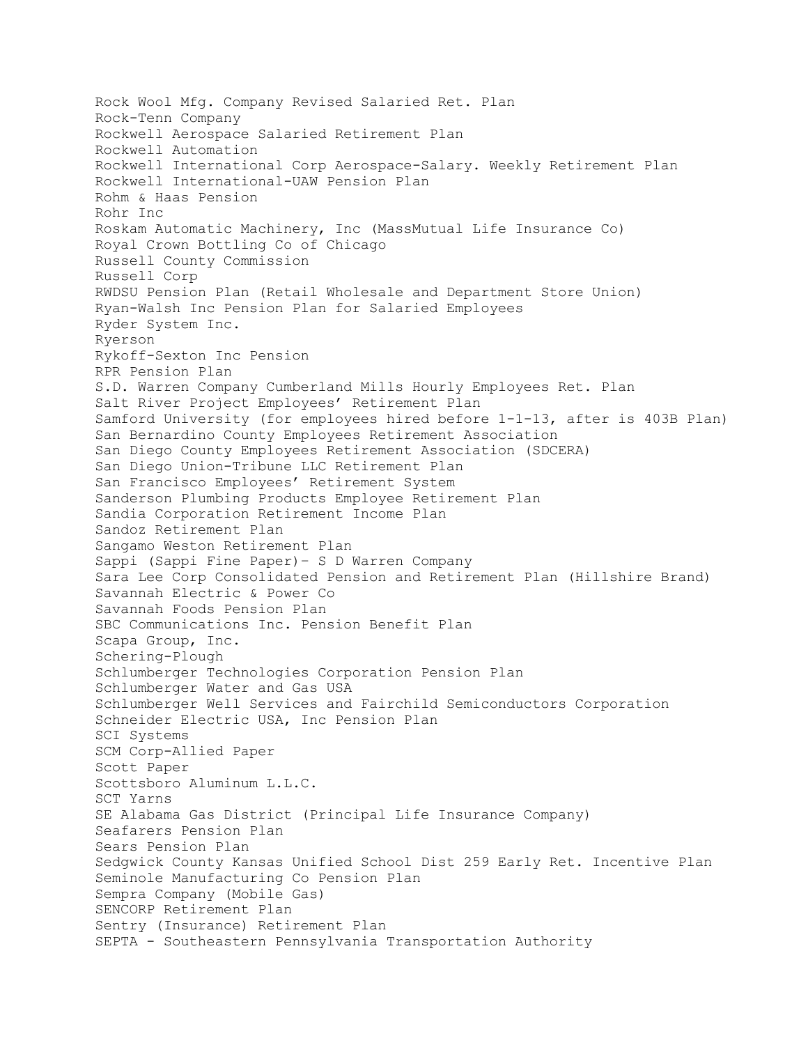Rock Wool Mfg. Company Revised Salaried Ret. Plan
Rock-Tenn Company
Rockwell Aerospace Salaried Retirement Plan
Rockwell Automation
Rockwell International Corp Aerospace-Salary. Weekly Retirement Plan
Rockwell International-UAW Pension Plan
Rohm & Haas Pension
Rohr Inc
Roskam Automatic Machinery, Inc (MassMutual Life Insurance Co)
Royal Crown Bottling Co of Chicago
Russell County Commission
Russell Corp
RWDSU Pension Plan (Retail Wholesale and Department Store Union)
Ryan-Walsh Inc Pension Plan for Salaried Employees
Ryder System Inc.
Ryerson
Rykoff-Sexton Inc Pension
RPR Pension Plan
S.D. Warren Company Cumberland Mills Hourly Employees Ret. Plan
Salt River Project Employees' Retirement Plan
Samford University (for employees hired before 1-1-13, after is 403B Plan)
San Bernardino County Employees Retirement Association
San Diego County Employees Retirement Association (SDCERA)
San Diego Union-Tribune LLC Retirement Plan
San Francisco Employees' Retirement System
Sanderson Plumbing Products Employee Retirement Plan
Sandia Corporation Retirement Income Plan
Sandoz Retirement Plan
Sangamo Weston Retirement Plan
Sappi (Sappi Fine Paper)– S D Warren Company
Sara Lee Corp Consolidated Pension and Retirement Plan (Hillshire Brand)
Savannah Electric & Power Co
Savannah Foods Pension Plan
SBC Communications Inc. Pension Benefit Plan
Scapa Group, Inc.
Schering-Plough
Schlumberger Technologies Corporation Pension Plan
Schlumberger Water and Gas USA
Schlumberger Well Services and Fairchild Semiconductors Corporation
Schneider Electric USA, Inc Pension Plan
SCI Systems
SCM Corp-Allied Paper
Scott Paper
Scottsboro Aluminum L.L.C.
SCT Yarns
SE Alabama Gas District (Principal Life Insurance Company)
Seafarers Pension Plan
Sears Pension Plan
Sedgwick County Kansas Unified School Dist 259 Early Ret. Incentive Plan
Seminole Manufacturing Co Pension Plan
Sempra Company (Mobile Gas)
SENCORP Retirement Plan
Sentry (Insurance) Retirement Plan
SEPTA - Southeastern Pennsylvania Transportation Authority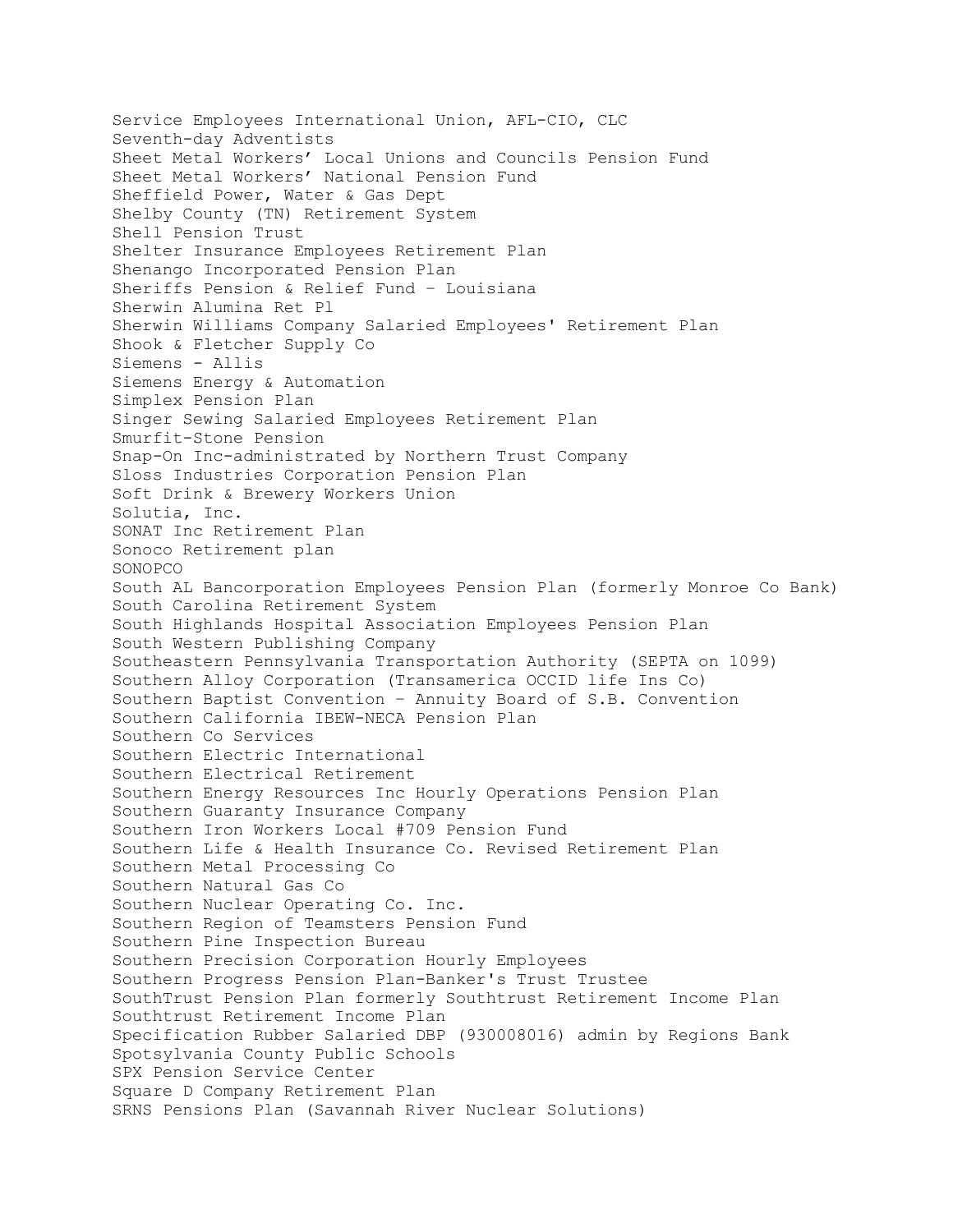Service Employees International Union, AFL-CIO, CLC
Seventh-day Adventists
Sheet Metal Workers' Local Unions and Councils Pension Fund
Sheet Metal Workers' National Pension Fund
Sheffield Power, Water & Gas Dept
Shelby County (TN) Retirement System
Shell Pension Trust
Shelter Insurance Employees Retirement Plan
Shenango Incorporated Pension Plan
Sheriffs Pension & Relief Fund – Louisiana
Sherwin Alumina Ret Pl
Sherwin Williams Company Salaried Employees' Retirement Plan
Shook & Fletcher Supply Co
Siemens - Allis
Siemens Energy & Automation
Simplex Pension Plan
Singer Sewing Salaried Employees Retirement Plan
Smurfit-Stone Pension
Snap-On Inc-administrated by Northern Trust Company
Sloss Industries Corporation Pension Plan
Soft Drink & Brewery Workers Union
Solutia, Inc.
SONAT Inc Retirement Plan
Sonoco Retirement plan
SONOPCO
South AL Bancorporation Employees Pension Plan (formerly Monroe Co Bank)
South Carolina Retirement System
South Highlands Hospital Association Employees Pension Plan
South Western Publishing Company
Southeastern Pennsylvania Transportation Authority (SEPTA on 1099)
Southern Alloy Corporation (Transamerica OCCID life Ins Co)
Southern Baptist Convention – Annuity Board of S.B. Convention
Southern California IBEW-NECA Pension Plan
Southern Co Services
Southern Electric International
Southern Electrical Retirement
Southern Energy Resources Inc Hourly Operations Pension Plan
Southern Guaranty Insurance Company
Southern Iron Workers Local #709 Pension Fund
Southern Life & Health Insurance Co. Revised Retirement Plan
Southern Metal Processing Co
Southern Natural Gas Co
Southern Nuclear Operating Co. Inc.
Southern Region of Teamsters Pension Fund
Southern Pine Inspection Bureau
Southern Precision Corporation Hourly Employees
Southern Progress Pension Plan-Banker's Trust Trustee
SouthTrust Pension Plan formerly Southtrust Retirement Income Plan
Southtrust Retirement Income Plan
Specification Rubber Salaried DBP (930008016) admin by Regions Bank
Spotsylvania County Public Schools
SPX Pension Service Center
Square D Company Retirement Plan
SRNS Pensions Plan (Savannah River Nuclear Solutions)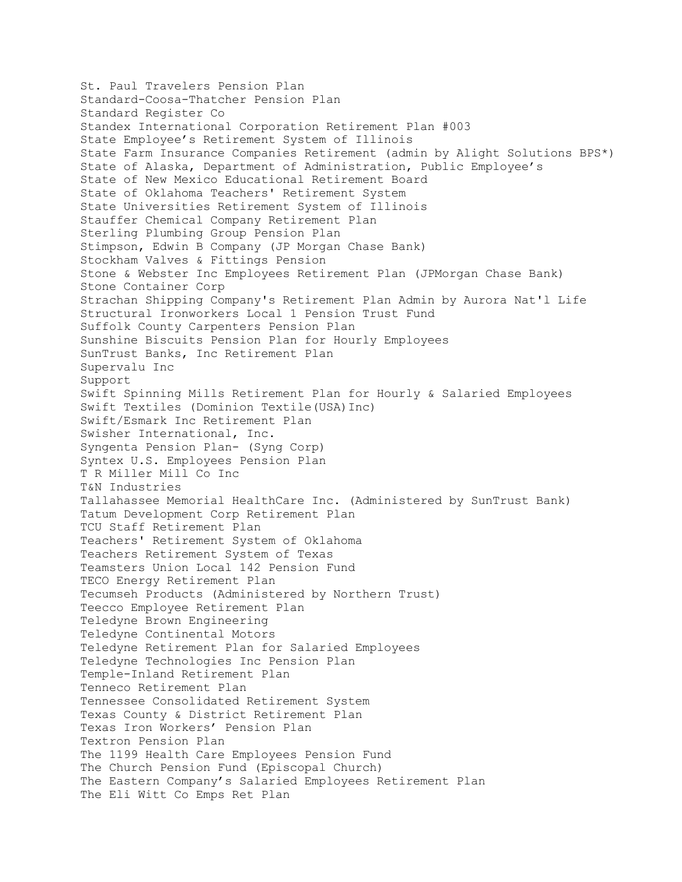St. Paul Travelers Pension Plan
Standard-Coosa-Thatcher Pension Plan
Standard Register Co
Standex International Corporation Retirement Plan #003
State Employee's Retirement System of Illinois
State Farm Insurance Companies Retirement (admin by Alight Solutions BPS*)
State of Alaska, Department of Administration, Public Employee's
State of New Mexico Educational Retirement Board
State of Oklahoma Teachers' Retirement System
State Universities Retirement System of Illinois
Stauffer Chemical Company Retirement Plan
Sterling Plumbing Group Pension Plan
Stimpson, Edwin B Company (JP Morgan Chase Bank)
Stockham Valves & Fittings Pension
Stone & Webster Inc Employees Retirement Plan (JPMorgan Chase Bank)
Stone Container Corp
Strachan Shipping Company's Retirement Plan Admin by Aurora Nat'l Life
Structural Ironworkers Local 1 Pension Trust Fund
Suffolk County Carpenters Pension Plan
Sunshine Biscuits Pension Plan for Hourly Employees
SunTrust Banks, Inc Retirement Plan
Supervalu Inc
Support
Swift Spinning Mills Retirement Plan for Hourly & Salaried Employees
Swift Textiles (Dominion Textile(USA)Inc)
Swift/Esmark Inc Retirement Plan
Swisher International, Inc.
Syngenta Pension Plan- (Syng Corp)
Syntex U.S. Employees Pension Plan
T R Miller Mill Co Inc
T&N Industries
Tallahassee Memorial HealthCare Inc. (Administered by SunTrust Bank)
Tatum Development Corp Retirement Plan
TCU Staff Retirement Plan
Teachers' Retirement System of Oklahoma
Teachers Retirement System of Texas
Teamsters Union Local 142 Pension Fund
TECO Energy Retirement Plan
Tecumseh Products (Administered by Northern Trust)
Teecco Employee Retirement Plan
Teledyne Brown Engineering
Teledyne Continental Motors
Teledyne Retirement Plan for Salaried Employees
Teledyne Technologies Inc Pension Plan
Temple-Inland Retirement Plan
Tenneco Retirement Plan
Tennessee Consolidated Retirement System
Texas County & District Retirement Plan
Texas Iron Workers' Pension Plan
Textron Pension Plan
The 1199 Health Care Employees Pension Fund
The Church Pension Fund (Episcopal Church)
The Eastern Company's Salaried Employees Retirement Plan
The Eli Witt Co Emps Ret Plan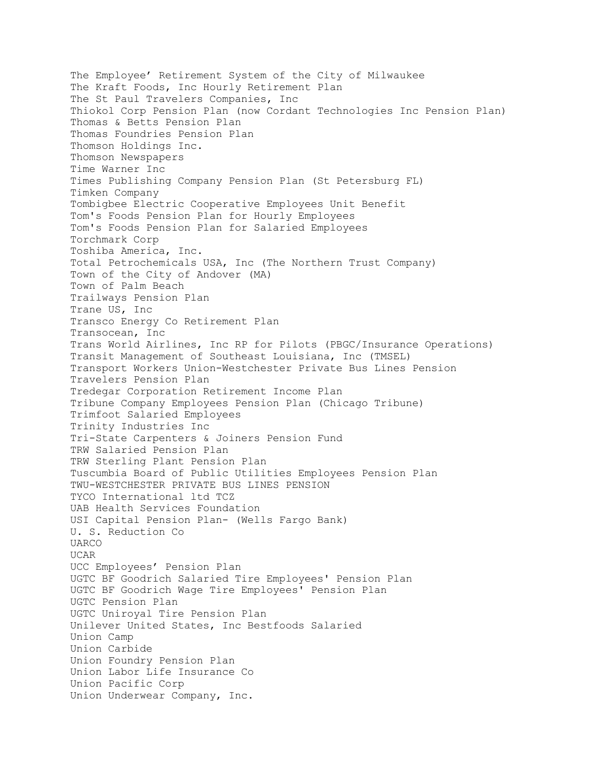The Employee' Retirement System of the City of Milwaukee
The Kraft Foods, Inc Hourly Retirement Plan
The St Paul Travelers Companies, Inc
Thiokol Corp Pension Plan (now Cordant Technologies Inc Pension Plan)
Thomas & Betts Pension Plan
Thomas Foundries Pension Plan
Thomson Holdings Inc.
Thomson Newspapers
Time Warner Inc
Times Publishing Company Pension Plan (St Petersburg FL)
Timken Company
Tombigbee Electric Cooperative Employees Unit Benefit
Tom's Foods Pension Plan for Hourly Employees
Tom's Foods Pension Plan for Salaried Employees
Torchmark Corp
Toshiba America, Inc.
Total Petrochemicals USA, Inc (The Northern Trust Company)
Town of the City of Andover (MA)
Town of Palm Beach
Trailways Pension Plan
Trane US, Inc
Transco Energy Co Retirement Plan
Transocean, Inc
Trans World Airlines, Inc RP for Pilots (PBGC/Insurance Operations)
Transit Management of Southeast Louisiana, Inc (TMSEL)
Transport Workers Union-Westchester Private Bus Lines Pension
Travelers Pension Plan
Tredegar Corporation Retirement Income Plan
Tribune Company Employees Pension Plan (Chicago Tribune)
Trimfoot Salaried Employees
Trinity Industries Inc
Tri-State Carpenters & Joiners Pension Fund
TRW Salaried Pension Plan
TRW Sterling Plant Pension Plan
Tuscumbia Board of Public Utilities Employees Pension Plan
TWU-WESTCHESTER PRIVATE BUS LINES PENSION
TYCO International ltd TCZ
UAB Health Services Foundation
USI Capital Pension Plan- (Wells Fargo Bank)
U. S. Reduction Co
UARCO
UCAR
UCC Employees' Pension Plan
UGTC BF Goodrich Salaried Tire Employees' Pension Plan
UGTC BF Goodrich Wage Tire Employees' Pension Plan
UGTC Pension Plan
UGTC Uniroyal Tire Pension Plan
Unilever United States, Inc Bestfoods Salaried
Union Camp
Union Carbide
Union Foundry Pension Plan
Union Labor Life Insurance Co
Union Pacific Corp
Union Underwear Company, Inc.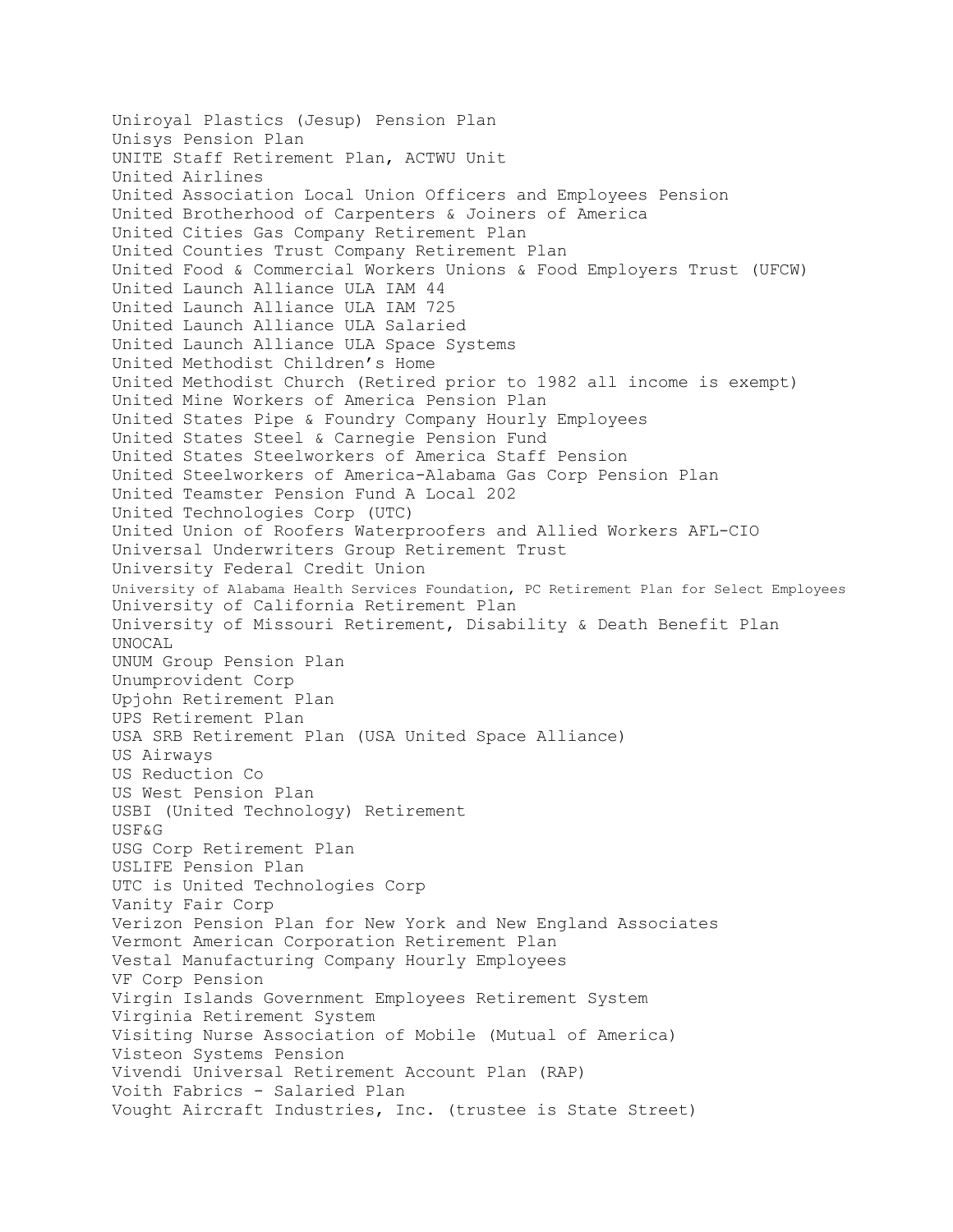Uniroyal Plastics (Jesup) Pension Plan
Unisys Pension Plan
UNITE Staff Retirement Plan, ACTWU Unit
United Airlines
United Association Local Union Officers and Employees Pension
United Brotherhood of Carpenters & Joiners of America
United Cities Gas Company Retirement Plan
United Counties Trust Company Retirement Plan
United Food & Commercial Workers Unions & Food Employers Trust (UFCW)
United Launch Alliance ULA IAM 44
United Launch Alliance ULA IAM 725
United Launch Alliance ULA Salaried
United Launch Alliance ULA Space Systems
United Methodist Children's Home
United Methodist Church (Retired prior to 1982 all income is exempt)
United Mine Workers of America Pension Plan
United States Pipe & Foundry Company Hourly Employees
United States Steel & Carnegie Pension Fund
United States Steelworkers of America Staff Pension
United Steelworkers of America-Alabama Gas Corp Pension Plan
United Teamster Pension Fund A Local 202
United Technologies Corp (UTC)
United Union of Roofers Waterproofers and Allied Workers AFL-CIO
Universal Underwriters Group Retirement Trust
University Federal Credit Union
University of Alabama Health Services Foundation, PC Retirement Plan for Select Employees
University of California Retirement Plan
University of Missouri Retirement, Disability & Death Benefit Plan
UNOCAL
UNUM Group Pension Plan
Unumprovident Corp
Upjohn Retirement Plan
UPS Retirement Plan
USA SRB Retirement Plan (USA United Space Alliance)
US Airways
US Reduction Co
US West Pension Plan
USBI (United Technology) Retirement
USF&G
USG Corp Retirement Plan
USLIFE Pension Plan
UTC is United Technologies Corp
Vanity Fair Corp
Verizon Pension Plan for New York and New England Associates
Vermont American Corporation Retirement Plan
Vestal Manufacturing Company Hourly Employees
VF Corp Pension
Virgin Islands Government Employees Retirement System
Virginia Retirement System
Visiting Nurse Association of Mobile (Mutual of America)
Visteon Systems Pension
Vivendi Universal Retirement Account Plan (RAP)
Voith Fabrics - Salaried Plan
Vought Aircraft Industries, Inc. (trustee is State Street)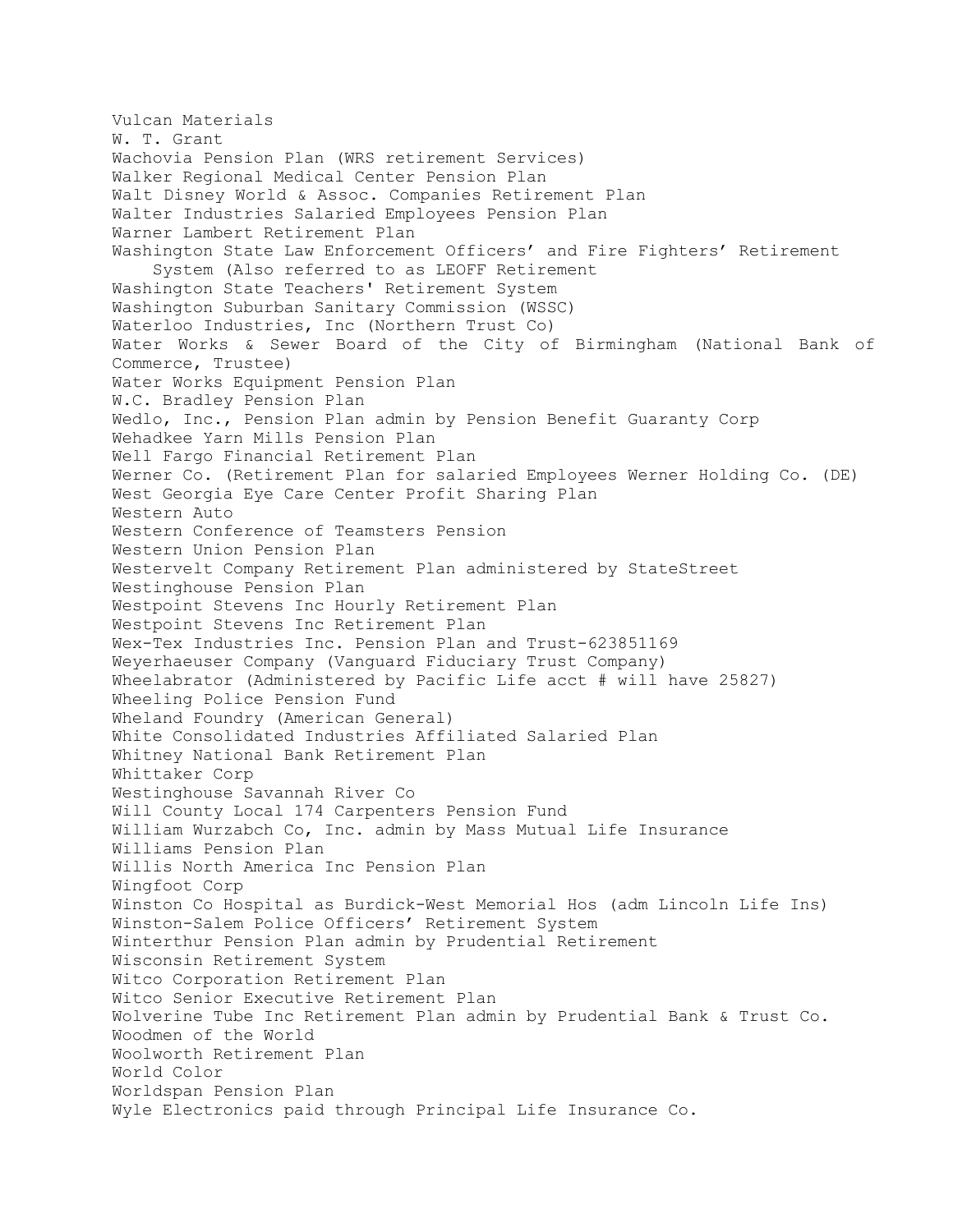Vulcan Materials
W. T. Grant
Wachovia Pension Plan (WRS retirement Services)
Walker Regional Medical Center Pension Plan
Walt Disney World & Assoc. Companies Retirement Plan
Walter Industries Salaried Employees Pension Plan
Warner Lambert Retirement Plan
Washington State Law Enforcement Officers' and Fire Fighters' Retirement System (Also referred to as LEOFF Retirement
Washington State Teachers' Retirement System
Washington Suburban Sanitary Commission (WSSC)
Waterloo Industries, Inc (Northern Trust Co)
Water Works & Sewer Board of the City of Birmingham (National Bank of Commerce, Trustee)
Water Works Equipment Pension Plan
W.C. Bradley Pension Plan
Wedlo, Inc., Pension Plan admin by Pension Benefit Guaranty Corp
Wehadkee Yarn Mills Pension Plan
Well Fargo Financial Retirement Plan
Werner Co. (Retirement Plan for salaried Employees Werner Holding Co. (DE)
West Georgia Eye Care Center Profit Sharing Plan
Western Auto
Western Conference of Teamsters Pension
Western Union Pension Plan
Westervelt Company Retirement Plan administered by StateStreet
Westinghouse Pension Plan
Westpoint Stevens Inc Hourly Retirement Plan
Westpoint Stevens Inc Retirement Plan
Wex-Tex Industries Inc. Pension Plan and Trust-623851169
Weyerhaeuser Company (Vanguard Fiduciary Trust Company)
Wheelabrator (Administered by Pacific Life acct # will have 25827)
Wheeling Police Pension Fund
Wheland Foundry (American General)
White Consolidated Industries Affiliated Salaried Plan
Whitney National Bank Retirement Plan
Whittaker Corp
Westinghouse Savannah River Co
Will County Local 174 Carpenters Pension Fund
William Wurzabch Co, Inc. admin by Mass Mutual Life Insurance
Williams Pension Plan
Willis North America Inc Pension Plan
Wingfoot Corp
Winston Co Hospital as Burdick-West Memorial Hos (adm Lincoln Life Ins)
Winston-Salem Police Officers' Retirement System
Winterthur Pension Plan admin by Prudential Retirement
Wisconsin Retirement System
Witco Corporation Retirement Plan
Witco Senior Executive Retirement Plan
Wolverine Tube Inc Retirement Plan admin by Prudential Bank & Trust Co.
Woodmen of the World
Woolworth Retirement Plan
World Color
Worldspan Pension Plan
Wyle Electronics paid through Principal Life Insurance Co.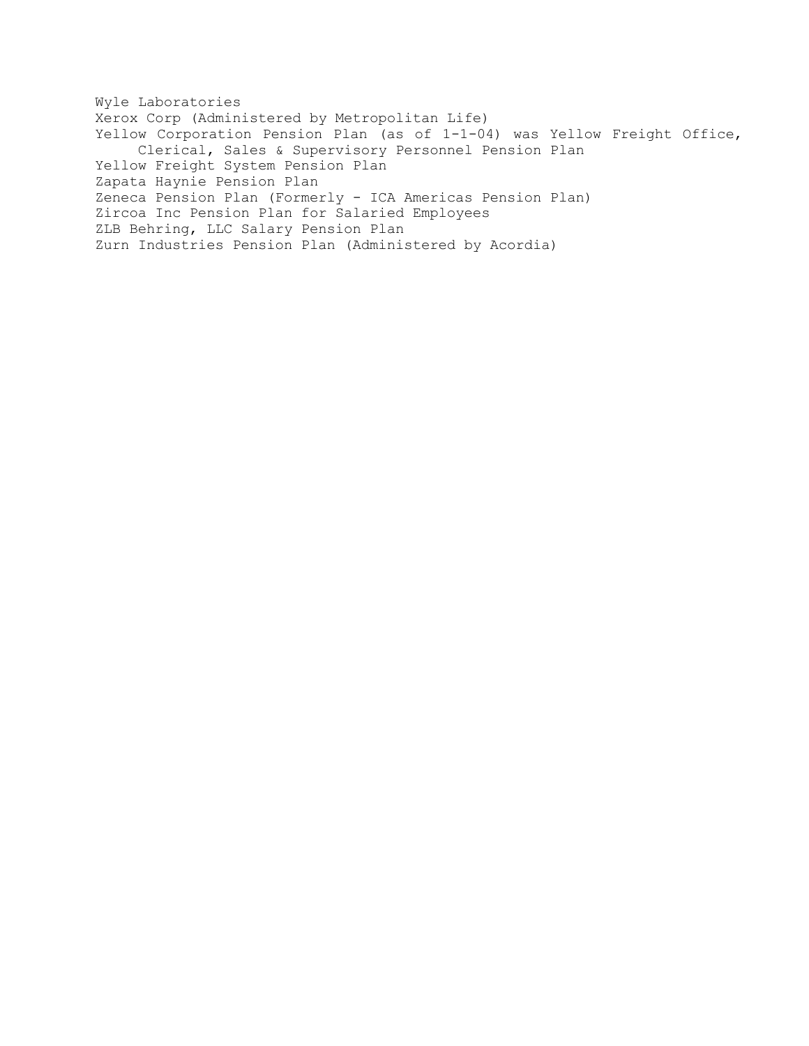Wyle Laboratories
Xerox Corp (Administered by Metropolitan Life)
Yellow Corporation Pension Plan (as of 1-1-04) was Yellow Freight Office, Clerical, Sales & Supervisory Personnel Pension Plan
Yellow Freight System Pension Plan
Zapata Haynie Pension Plan
Zeneca Pension Plan (Formerly - ICA Americas Pension Plan)
Zircoa Inc Pension Plan for Salaried Employees
ZLB Behring, LLC Salary Pension Plan
Zurn Industries Pension Plan (Administered by Acordia)